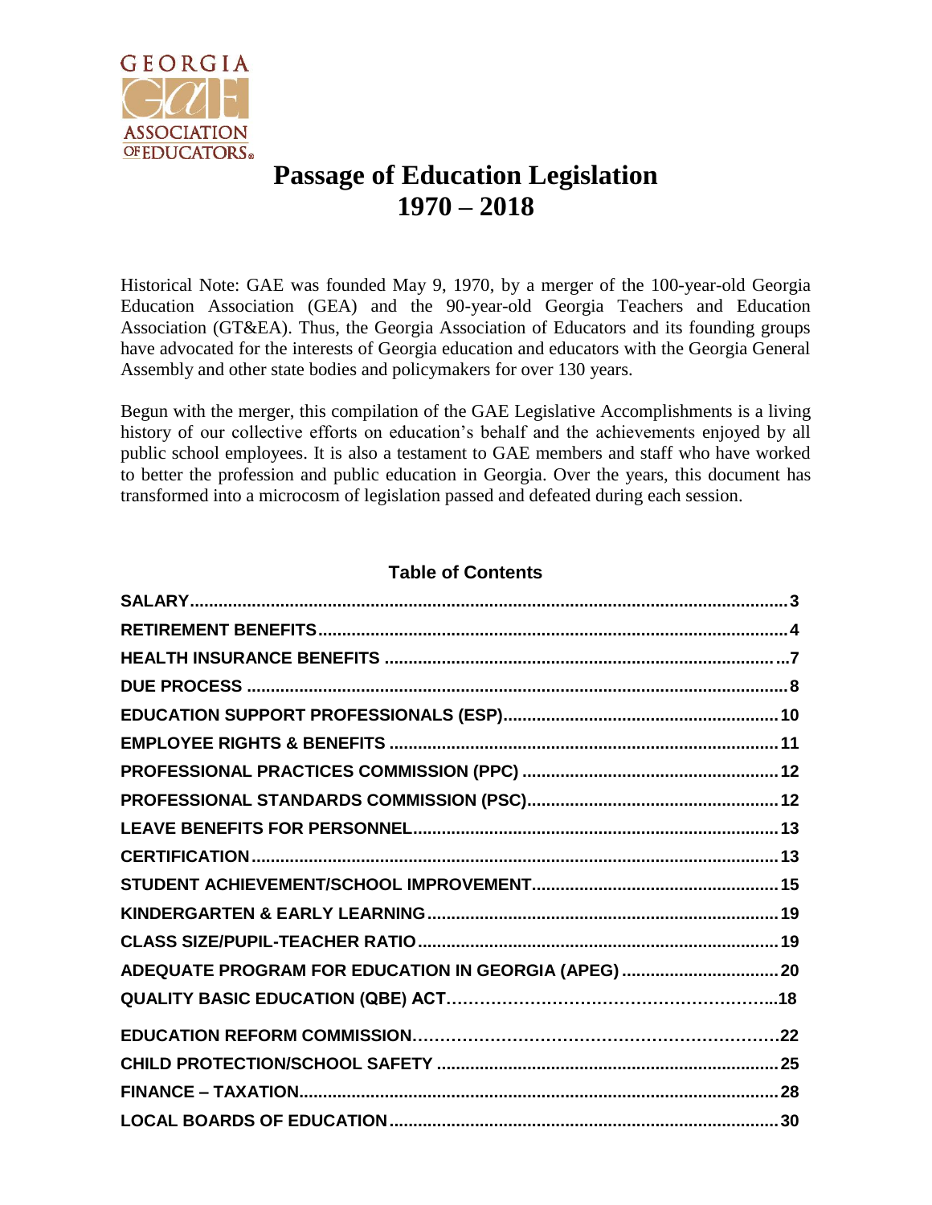GEORGIA GAE ASSOCIATION OF EDUCATORS®

# Passage of Education Legislation 1970 – 2018

Historical Note: GAE was founded May 9, 1970, by a merger of the 100-year-old Georgia Education Association (GEA) and the 90-year-old Georgia Teachers and Education Association (GT&EA). Thus, the Georgia Association of Educators and its founding groups have advocated for the interests of Georgia education and educators with the Georgia General Assembly and other state bodies and policymakers for over 130 years.

Begun with the merger, this compilation of the GAE Legislative Accomplishments is a living history of our collective efforts on education's behalf and the achievements enjoyed by all public school employees. It is also a testament to GAE members and staff who have worked to better the profession and public education in Georgia. Over the years, this document has transformed into a microcosm of legislation passed and defeated during each session.

## Table of Contents

**SALARY**....................3
**RETIREMENT BENEFITS**....................4
**HEALTH INSURANCE BENEFITS**....................7
**DUE PROCESS**....................8
**EDUCATION SUPPORT PROFESSIONALS (ESP)**....................10
**EMPLOYEE RIGHTS & BENEFITS**....................11
**PROFESSIONAL PRACTICES COMMISSION (PPC)**....................12
**PROFESSIONAL STANDARDS COMMISSION (PSC)**....................12
**LEAVE BENEFITS FOR PERSONNEL**....................13
**CERTIFICATION**....................13
**STUDENT ACHIEVEMENT/SCHOOL IMPROVEMENT**....................15
**KINDERGARTEN & EARLY LEARNING**....................19
**CLASS SIZE/PUPIL-TEACHER RATIO**....................19
**ADEQUATE PROGRAM FOR EDUCATION IN GEORGIA (APEG)**....................20
**QUALITY BASIC EDUCATION (QBE) ACT**....................18
**EDUCATION REFORM COMMISSION**....................22
**CHILD PROTECTION/SCHOOL SAFETY**....................25
**FINANCE – TAXATION**....................28
**LOCAL BOARDS OF EDUCATION**....................30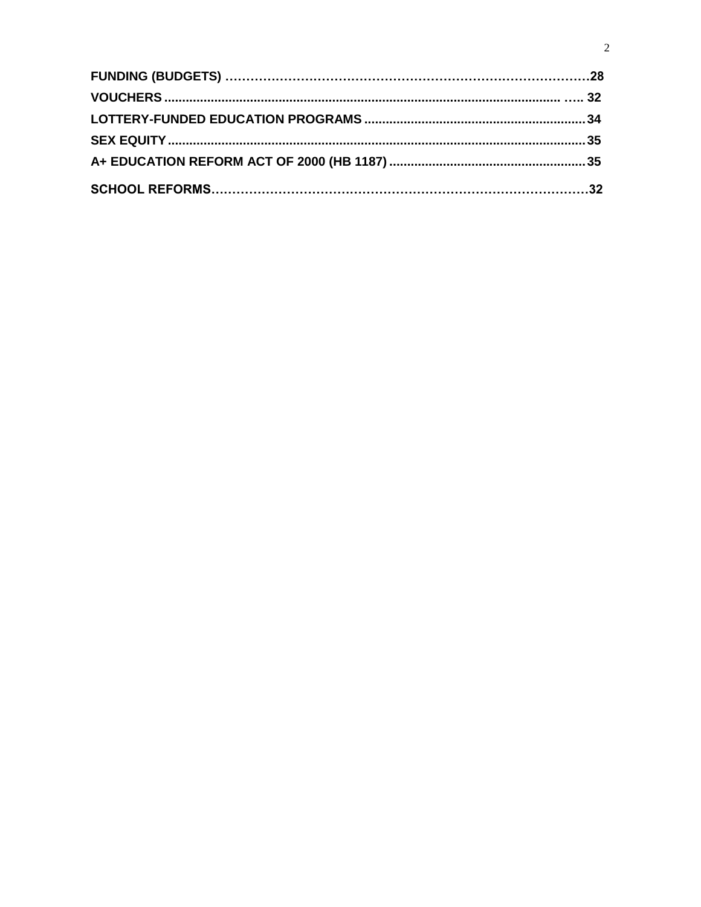**FUNDING (BUDGETS) …………………………………………………………………………28**

**VOUCHERS ........................................................................................................ ….. 32**

**LOTTERY-FUNDED EDUCATION PROGRAMS ............................................................34**

**SEX EQUITY ..................................................................................................................35**

**A+ EDUCATION REFORM ACT OF 2000 (HB 1187) ......................................................35**

**SCHOOL REFORMS…………………………………………………………………………32**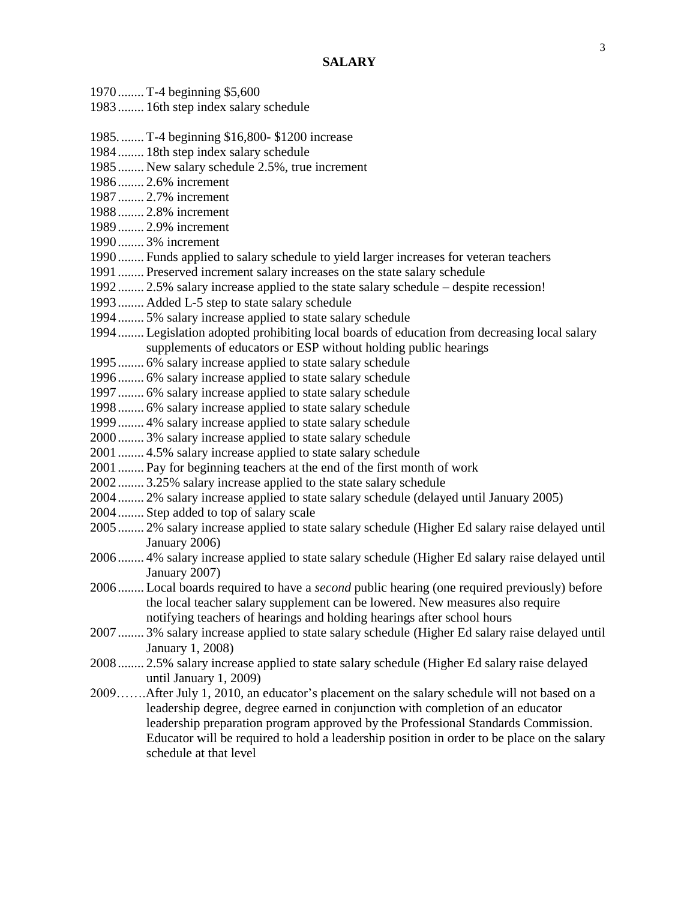# SALARY

1970........ T-4 beginning $5,600
1983........ 16th step index salary schedule

1985. ....... T-4 beginning $16,800- $1200 increase
1984........ 18th step index salary schedule
1985........ New salary schedule 2.5%, true increment
1986........ 2.6% increment
1987........ 2.7% increment
1988........ 2.8% increment
1989........ 2.9% increment
1990........ 3% increment
1990........ Funds applied to salary schedule to yield larger increases for veteran teachers
1991........ Preserved increment salary increases on the state salary schedule
1992........ 2.5% salary increase applied to the state salary schedule – despite recession!
1993........ Added L-5 step to state salary schedule
1994........ 5% salary increase applied to state salary schedule
1994........ Legislation adopted prohibiting local boards of education from decreasing local salary supplements of educators or ESP without holding public hearings
1995........ 6% salary increase applied to state salary schedule
1996........ 6% salary increase applied to state salary schedule
1997........ 6% salary increase applied to state salary schedule
1998........ 6% salary increase applied to state salary schedule
1999........ 4% salary increase applied to state salary schedule
2000........ 3% salary increase applied to state salary schedule
2001........ 4.5% salary increase applied to state salary schedule
2001........ Pay for beginning teachers at the end of the first month of work
2002........ 3.25% salary increase applied to the state salary schedule
2004........ 2% salary increase applied to state salary schedule (delayed until January 2005)
2004........ Step added to top of salary scale
2005........ 2% salary increase applied to state salary schedule (Higher Ed salary raise delayed until January 2006)
2006........ 4% salary increase applied to state salary schedule (Higher Ed salary raise delayed until January 2007)
2006........ Local boards required to have a *second* public hearing (one required previously) before the local teacher salary supplement can be lowered. New measures also require notifying teachers of hearings and holding hearings after school hours
2007........ 3% salary increase applied to state salary schedule (Higher Ed salary raise delayed until January 1, 2008)
2008........ 2.5% salary increase applied to state salary schedule (Higher Ed salary raise delayed until January 1, 2009)
2009…….After July 1, 2010, an educator's placement on the salary schedule will not based on a leadership degree, degree earned in conjunction with completion of an educator leadership preparation program approved by the Professional Standards Commission. Educator will be required to hold a leadership position in order to be place on the salary schedule at that level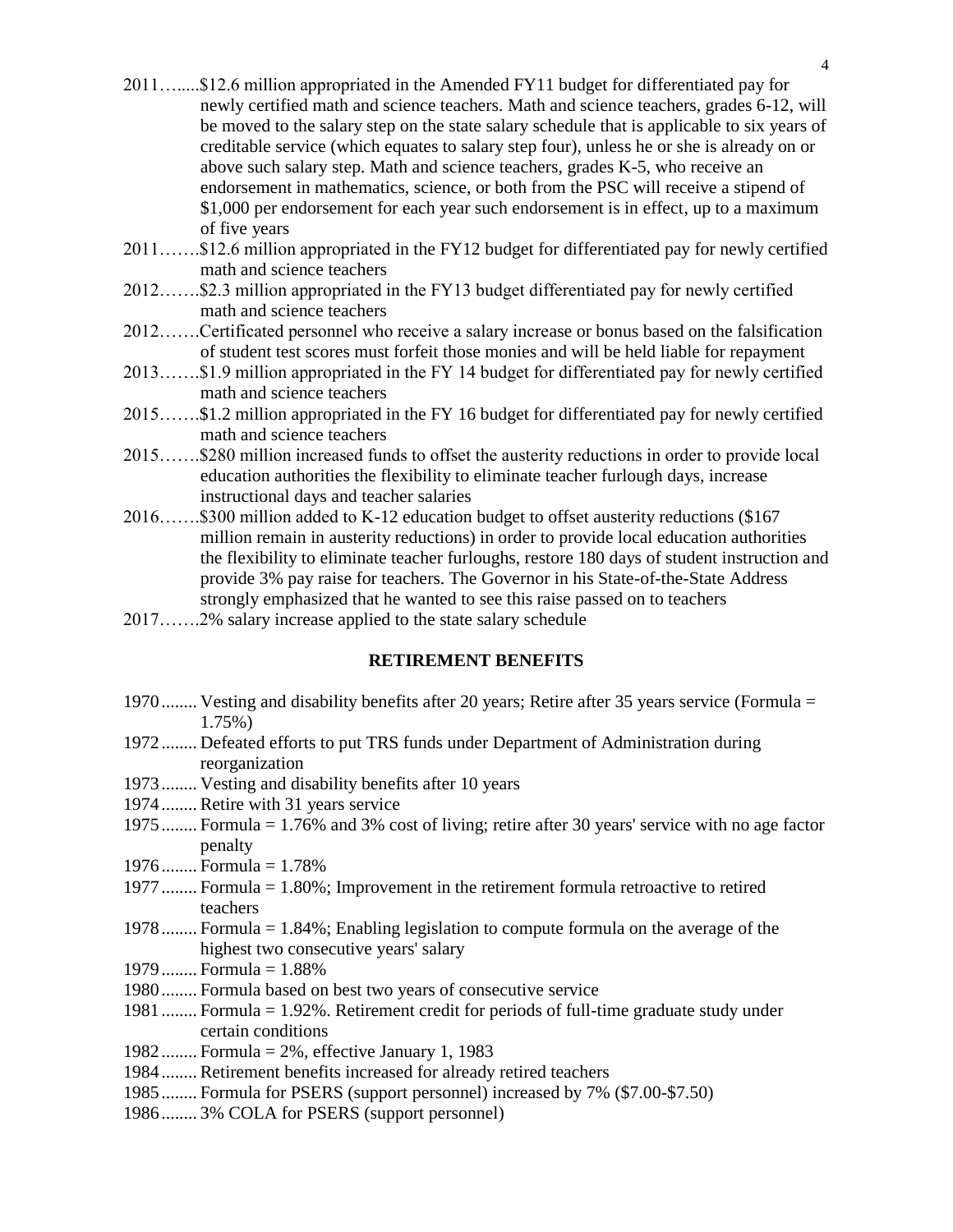2011…......$12.6 million appropriated in the Amended FY11 budget for differentiated pay for newly certified math and science teachers. Math and science teachers, grades 6-12, will be moved to the salary step on the state salary schedule that is applicable to six years of creditable service (which equates to salary step four), unless he or she is already on or above such salary step. Math and science teachers, grades K-5, who receive an endorsement in mathematics, science, or both from the PSC will receive a stipend of $1,000 per endorsement for each year such endorsement is in effect, up to a maximum of five years

2011…….$12.6 million appropriated in the FY12 budget for differentiated pay for newly certified math and science teachers

2012…….$2.3 million appropriated in the FY13 budget differentiated pay for newly certified math and science teachers

2012…….Certificated personnel who receive a salary increase or bonus based on the falsification of student test scores must forfeit those monies and will be held liable for repayment

2013…….$1.9 million appropriated in the FY 14 budget for differentiated pay for newly certified math and science teachers

2015…….$1.2 million appropriated in the FY 16 budget for differentiated pay for newly certified math and science teachers

2015…….$280 million increased funds to offset the austerity reductions in order to provide local education authorities the flexibility to eliminate teacher furlough days, increase instructional days and teacher salaries

2016…….$300 million added to K-12 education budget to offset austerity reductions ($167 million remain in austerity reductions) in order to provide local education authorities the flexibility to eliminate teacher furloughs, restore 180 days of student instruction and provide 3% pay raise for teachers. The Governor in his State-of-the-State Address strongly emphasized that he wanted to see this raise passed on to teachers

2017…….2% salary increase applied to the state salary schedule

## RETIREMENT BENEFITS

1970........ Vesting and disability benefits after 20 years; Retire after 35 years service (Formula = 1.75%)

1972........ Defeated efforts to put TRS funds under Department of Administration during reorganization

1973........ Vesting and disability benefits after 10 years

1974........ Retire with 31 years service

1975........ Formula = 1.76% and 3% cost of living; retire after 30 years' service with no age factor penalty

1976........ Formula = 1.78%

1977........ Formula = 1.80%; Improvement in the retirement formula retroactive to retired teachers

1978........ Formula = 1.84%; Enabling legislation to compute formula on the average of the highest two consecutive years' salary

1979........ Formula = 1.88%

1980........ Formula based on best two years of consecutive service

1981........ Formula = 1.92%. Retirement credit for periods of full-time graduate study under certain conditions

1982........ Formula = 2%, effective January 1, 1983

1984........ Retirement benefits increased for already retired teachers

1985........ Formula for PSERS (support personnel) increased by 7% ($7.00-$7.50)

1986........ 3% COLA for PSERS (support personnel)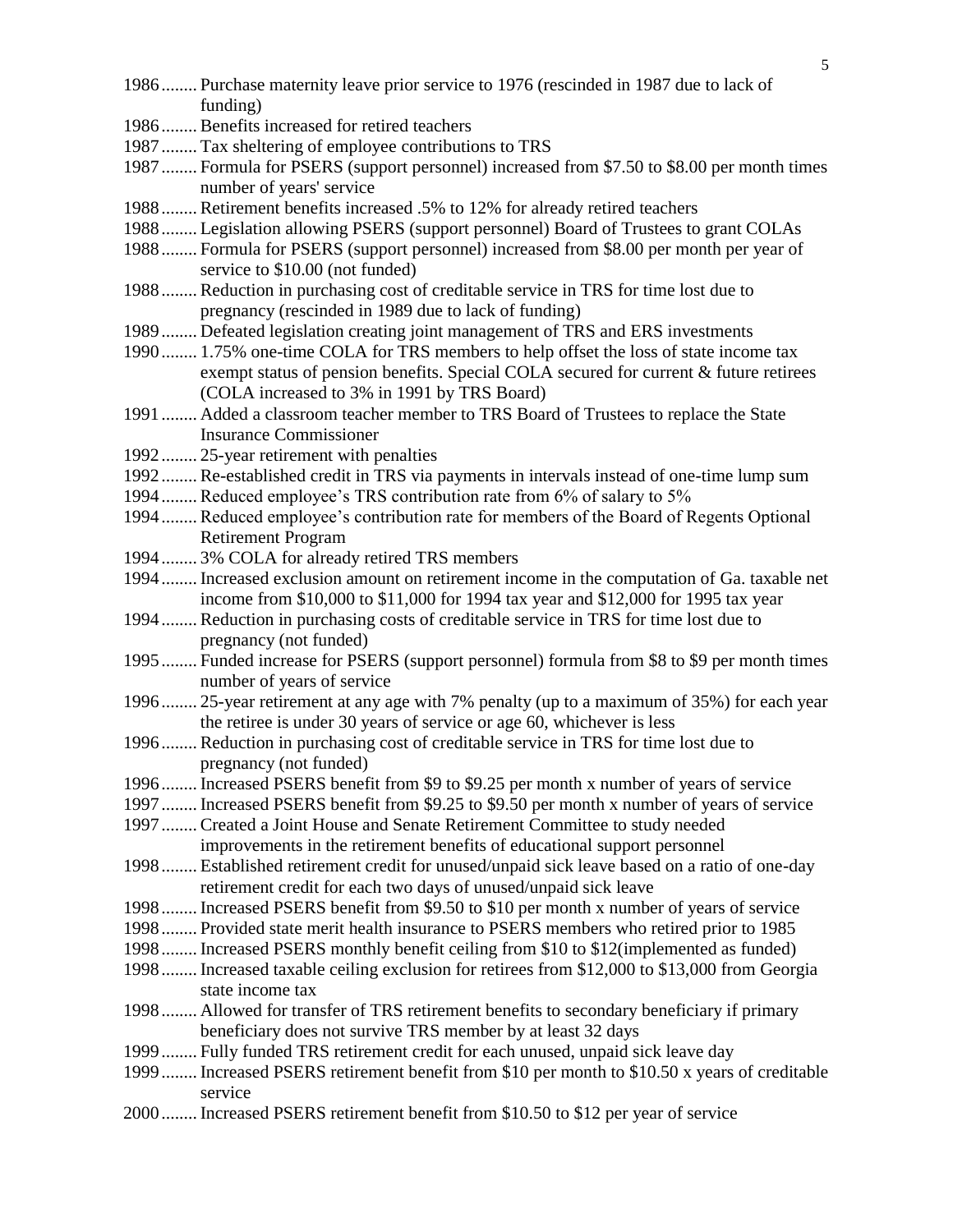1986........ Purchase maternity leave prior service to 1976 (rescinded in 1987 due to lack of funding)

1986........ Benefits increased for retired teachers

1987........ Tax sheltering of employee contributions to TRS

1987........ Formula for PSERS (support personnel) increased from $7.50 to $8.00 per month times number of years' service

1988........ Retirement benefits increased .5% to 12% for already retired teachers

1988........ Legislation allowing PSERS (support personnel) Board of Trustees to grant COLAs

1988........ Formula for PSERS (support personnel) increased from $8.00 per month per year of service to $10.00 (not funded)

1988........ Reduction in purchasing cost of creditable service in TRS for time lost due to pregnancy (rescinded in 1989 due to lack of funding)

1989........ Defeated legislation creating joint management of TRS and ERS investments

1990........ 1.75% one-time COLA for TRS members to help offset the loss of state income tax exempt status of pension benefits. Special COLA secured for current & future retirees (COLA increased to 3% in 1991 by TRS Board)

1991........ Added a classroom teacher member to TRS Board of Trustees to replace the State Insurance Commissioner

1992........ 25-year retirement with penalties

1992........ Re-established credit in TRS via payments in intervals instead of one-time lump sum

1994........ Reduced employee's TRS contribution rate from 6% of salary to 5%

1994........ Reduced employee's contribution rate for members of the Board of Regents Optional Retirement Program

1994........ 3% COLA for already retired TRS members

1994........ Increased exclusion amount on retirement income in the computation of Ga. taxable net income from $10,000 to $11,000 for 1994 tax year and $12,000 for 1995 tax year

1994........ Reduction in purchasing costs of creditable service in TRS for time lost due to pregnancy (not funded)

1995........ Funded increase for PSERS (support personnel) formula from $8 to $9 per month times number of years of service

1996........ 25-year retirement at any age with 7% penalty (up to a maximum of 35%) for each year the retiree is under 30 years of service or age 60, whichever is less

1996........ Reduction in purchasing cost of creditable service in TRS for time lost due to pregnancy (not funded)

1996........ Increased PSERS benefit from $9 to $9.25 per month x number of years of service

1997........ Increased PSERS benefit from $9.25 to $9.50 per month x number of years of service

1997........ Created a Joint House and Senate Retirement Committee to study needed improvements in the retirement benefits of educational support personnel

1998........ Established retirement credit for unused/unpaid sick leave based on a ratio of one-day retirement credit for each two days of unused/unpaid sick leave

1998........ Increased PSERS benefit from $9.50 to $10 per month x number of years of service

1998........ Provided state merit health insurance to PSERS members who retired prior to 1985

1998........ Increased PSERS monthly benefit ceiling from $10 to $12(implemented as funded)

1998........ Increased taxable ceiling exclusion for retirees from $12,000 to $13,000 from Georgia state income tax

1998........ Allowed for transfer of TRS retirement benefits to secondary beneficiary if primary beneficiary does not survive TRS member by at least 32 days

1999........ Fully funded TRS retirement credit for each unused, unpaid sick leave day

1999........ Increased PSERS retirement benefit from $10 per month to $10.50 x years of creditable service

2000........ Increased PSERS retirement benefit from $10.50 to $12 per year of service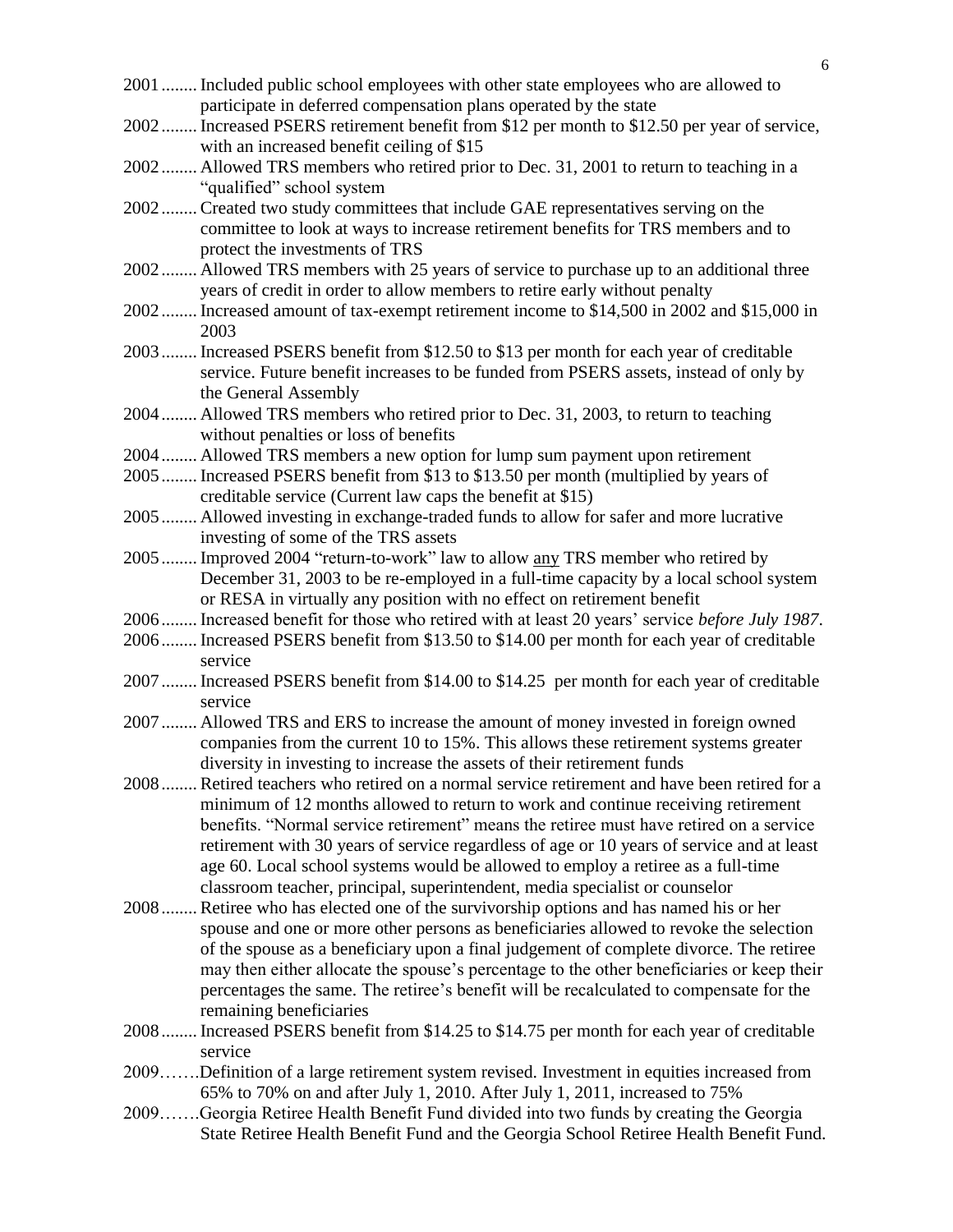2001........ Included public school employees with other state employees who are allowed to participate in deferred compensation plans operated by the state

2002........ Increased PSERS retirement benefit from $12 per month to $12.50 per year of service, with an increased benefit ceiling of $15

2002........ Allowed TRS members who retired prior to Dec. 31, 2001 to return to teaching in a "qualified" school system

2002........ Created two study committees that include GAE representatives serving on the committee to look at ways to increase retirement benefits for TRS members and to protect the investments of TRS

2002........ Allowed TRS members with 25 years of service to purchase up to an additional three years of credit in order to allow members to retire early without penalty

2002........ Increased amount of tax-exempt retirement income to $14,500 in 2002 and $15,000 in 2003

2003........ Increased PSERS benefit from $12.50 to $13 per month for each year of creditable service. Future benefit increases to be funded from PSERS assets, instead of only by the General Assembly

2004........ Allowed TRS members who retired prior to Dec. 31, 2003, to return to teaching without penalties or loss of benefits

2004........ Allowed TRS members a new option for lump sum payment upon retirement

2005........ Increased PSERS benefit from $13 to $13.50 per month (multiplied by years of creditable service (Current law caps the benefit at $15)

2005........ Allowed investing in exchange-traded funds to allow for safer and more lucrative investing of some of the TRS assets

2005........ Improved 2004 "return-to-work" law to allow <u>any</u> TRS member who retired by December 31, 2003 to be re-employed in a full-time capacity by a local school system or RESA in virtually any position with no effect on retirement benefit

2006........ Increased benefit for those who retired with at least 20 years' service *before July 1987*.

2006........ Increased PSERS benefit from $13.50 to $14.00 per month for each year of creditable service

2007........ Increased PSERS benefit from $14.00 to $14.25 per month for each year of creditable service

2007........ Allowed TRS and ERS to increase the amount of money invested in foreign owned companies from the current 10 to 15%. This allows these retirement systems greater diversity in investing to increase the assets of their retirement funds

2008........ Retired teachers who retired on a normal service retirement and have been retired for a minimum of 12 months allowed to return to work and continue receiving retirement benefits. "Normal service retirement" means the retiree must have retired on a service retirement with 30 years of service regardless of age or 10 years of service and at least age 60. Local school systems would be allowed to employ a retiree as a full-time classroom teacher, principal, superintendent, media specialist or counselor

2008........ Retiree who has elected one of the survivorship options and has named his or her spouse and one or more other persons as beneficiaries allowed to revoke the selection of the spouse as a beneficiary upon a final judgement of complete divorce. The retiree may then either allocate the spouse's percentage to the other beneficiaries or keep their percentages the same. The retiree's benefit will be recalculated to compensate for the remaining beneficiaries

2008........ Increased PSERS benefit from $14.25 to $14.75 per month for each year of creditable service

2009.......Definition of a large retirement system revised. Investment in equities increased from 65% to 70% on and after July 1, 2010. After July 1, 2011, increased to 75%

2009.......Georgia Retiree Health Benefit Fund divided into two funds by creating the Georgia State Retiree Health Benefit Fund and the Georgia School Retiree Health Benefit Fund.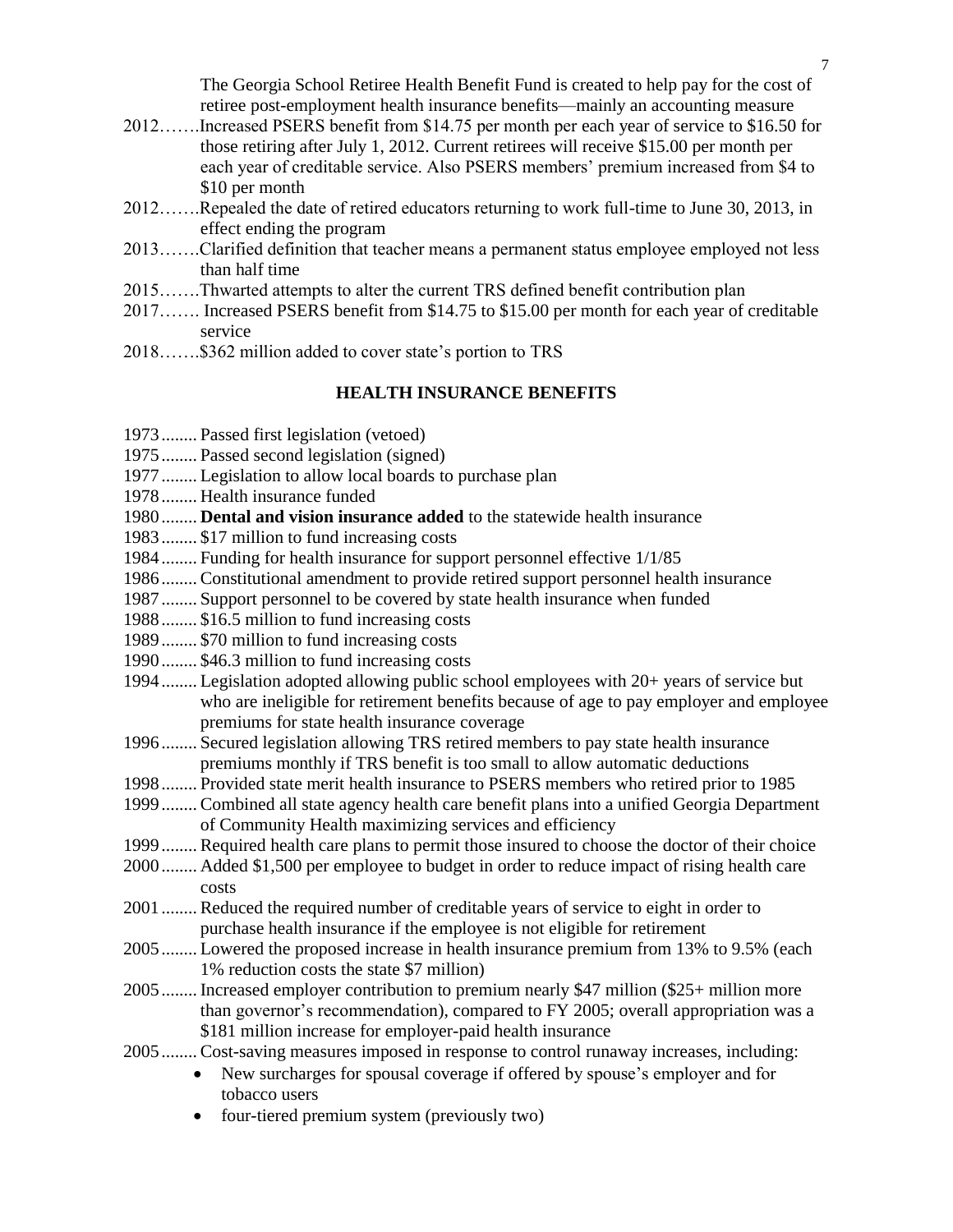The Georgia School Retiree Health Benefit Fund is created to help pay for the cost of retiree post-employment health insurance benefits—mainly an accounting measure

2012…….Increased PSERS benefit from $14.75 per month per each year of service to $16.50 for those retiring after July 1, 2012. Current retirees will receive $15.00 per month per each year of creditable service. Also PSERS members' premium increased from $4 to $10 per month

2012…….Repealed the date of retired educators returning to work full-time to June 30, 2013, in effect ending the program

2013…….Clarified definition that teacher means a permanent status employee employed not less than half time

2015…….Thwarted attempts to alter the current TRS defined benefit contribution plan

2017……. Increased PSERS benefit from $14.75 to $15.00 per month for each year of creditable service

2018…….$362 million added to cover state's portion to TRS

## HEALTH INSURANCE BENEFITS

1973........ Passed first legislation (vetoed)

1975........ Passed second legislation (signed)

1977........ Legislation to allow local boards to purchase plan

1978........ Health insurance funded

1980........ **Dental and vision insurance added** to the statewide health insurance

1983........ $17 million to fund increasing costs

1984........ Funding for health insurance for support personnel effective 1/1/85

1986........ Constitutional amendment to provide retired support personnel health insurance

1987........ Support personnel to be covered by state health insurance when funded

1988........ $16.5 million to fund increasing costs

1989........ $70 million to fund increasing costs

1990........ $46.3 million to fund increasing costs

1994........ Legislation adopted allowing public school employees with 20+ years of service but who are ineligible for retirement benefits because of age to pay employer and employee premiums for state health insurance coverage

1996........ Secured legislation allowing TRS retired members to pay state health insurance premiums monthly if TRS benefit is too small to allow automatic deductions

1998........ Provided state merit health insurance to PSERS members who retired prior to 1985

1999........ Combined all state agency health care benefit plans into a unified Georgia Department of Community Health maximizing services and efficiency

1999........ Required health care plans to permit those insured to choose the doctor of their choice

2000........ Added $1,500 per employee to budget in order to reduce impact of rising health care costs

2001........ Reduced the required number of creditable years of service to eight in order to purchase health insurance if the employee is not eligible for retirement

2005........ Lowered the proposed increase in health insurance premium from 13% to 9.5% (each 1% reduction costs the state $7 million)

2005........ Increased employer contribution to premium nearly $47 million ($25+ million more than governor's recommendation), compared to FY 2005; overall appropriation was a $181 million increase for employer-paid health insurance

2005........ Cost-saving measures imposed in response to control runaway increases, including:

- New surcharges for spousal coverage if offered by spouse's employer and for tobacco users
- four-tiered premium system (previously two)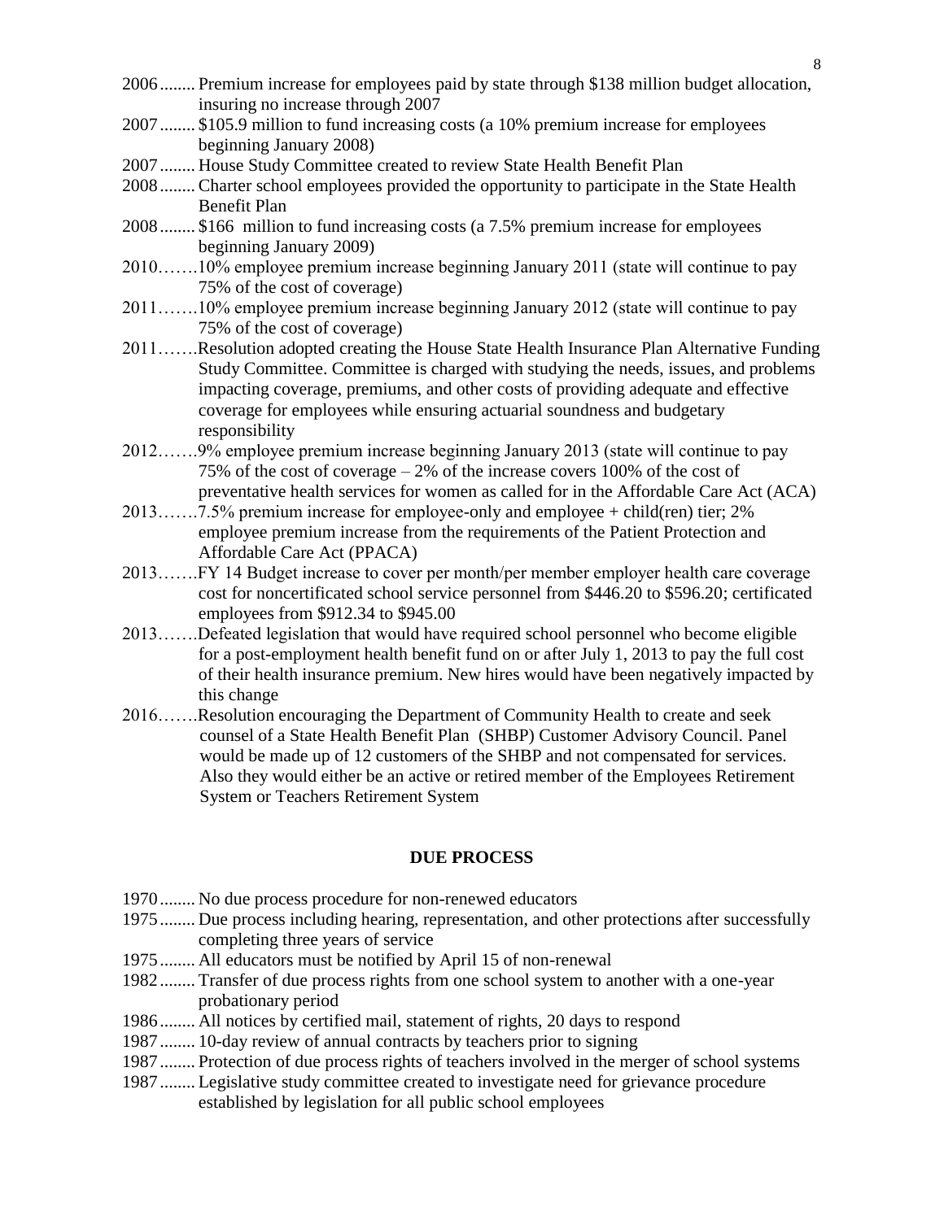2006........ Premium increase for employees paid by state through $138 million budget allocation, insuring no increase through 2007

2007........ $105.9 million to fund increasing costs (a 10% premium increase for employees beginning January 2008)

2007........ House Study Committee created to review State Health Benefit Plan

2008........ Charter school employees provided the opportunity to participate in the State Health Benefit Plan

2008........ $166 million to fund increasing costs (a 7.5% premium increase for employees beginning January 2009)

2010…….10% employee premium increase beginning January 2011 (state will continue to pay 75% of the cost of coverage)

2011…….10% employee premium increase beginning January 2012 (state will continue to pay 75% of the cost of coverage)

2011…….Resolution adopted creating the House State Health Insurance Plan Alternative Funding Study Committee. Committee is charged with studying the needs, issues, and problems impacting coverage, premiums, and other costs of providing adequate and effective coverage for employees while ensuring actuarial soundness and budgetary responsibility

2012…….9% employee premium increase beginning January 2013 (state will continue to pay 75% of the cost of coverage – 2% of the increase covers 100% of the cost of preventative health services for women as called for in the Affordable Care Act (ACA)

2013…….7.5% premium increase for employee-only and employee + child(ren) tier; 2% employee premium increase from the requirements of the Patient Protection and Affordable Care Act (PPACA)

2013…….FY 14 Budget increase to cover per month/per member employer health care coverage cost for noncertificated school service personnel from $446.20 to $596.20; certificated employees from $912.34 to $945.00

2013…….Defeated legislation that would have required school personnel who become eligible for a post-employment health benefit fund on or after July 1, 2013 to pay the full cost of their health insurance premium. New hires would have been negatively impacted by this change

2016…….Resolution encouraging the Department of Community Health to create and seek counsel of a State Health Benefit Plan (SHBP) Customer Advisory Council. Panel would be made up of 12 customers of the SHBP and not compensated for services. Also they would either be an active or retired member of the Employees Retirement System or Teachers Retirement System

## DUE PROCESS

1970........ No due process procedure for non-renewed educators

1975........ Due process including hearing, representation, and other protections after successfully completing three years of service

1975........ All educators must be notified by April 15 of non-renewal

1982........ Transfer of due process rights from one school system to another with a one-year probationary period

1986........ All notices by certified mail, statement of rights, 20 days to respond

1987........ 10-day review of annual contracts by teachers prior to signing

1987........ Protection of due process rights of teachers involved in the merger of school systems

1987........ Legislative study committee created to investigate need for grievance procedure established by legislation for all public school employees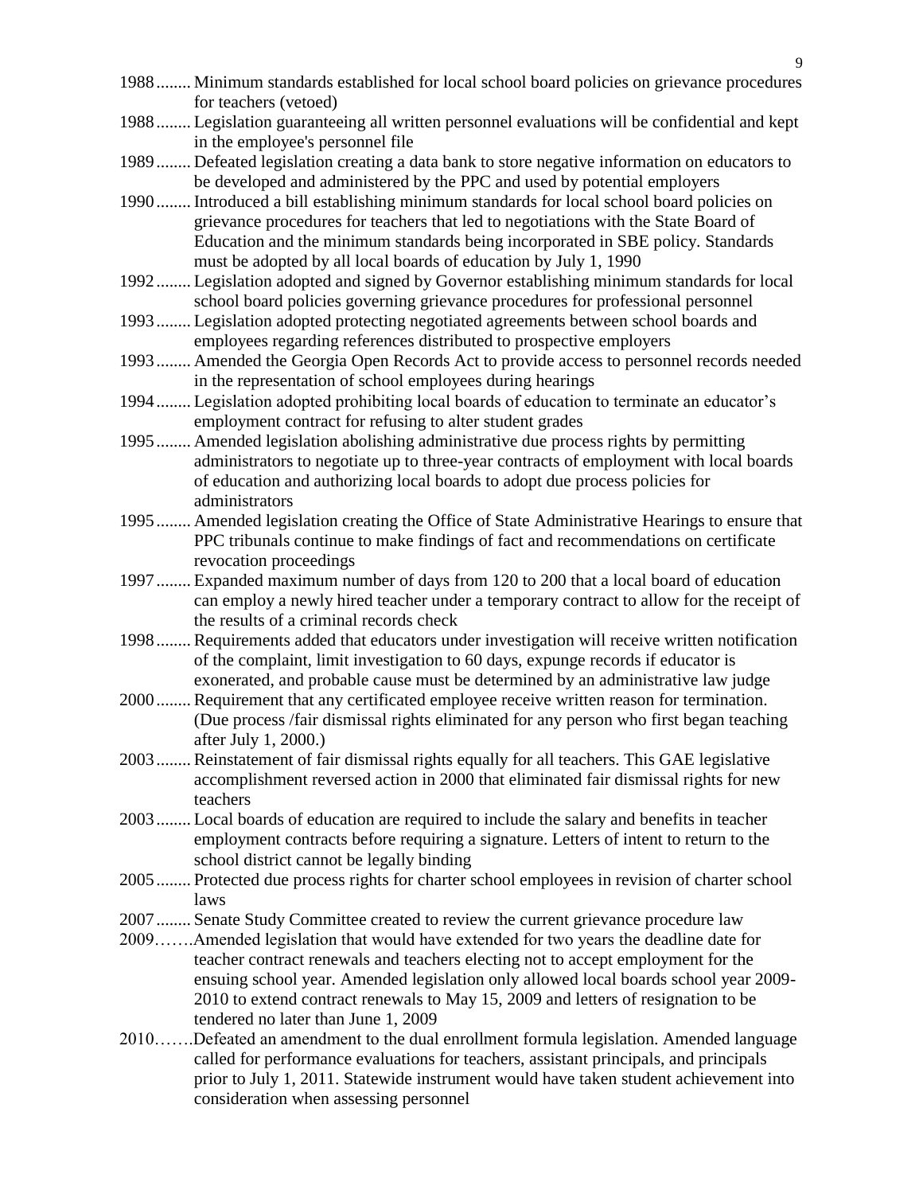1988........ Minimum standards established for local school board policies on grievance procedures for teachers (vetoed)

1988........ Legislation guaranteeing all written personnel evaluations will be confidential and kept in the employee's personnel file

1989........ Defeated legislation creating a data bank to store negative information on educators to be developed and administered by the PPC and used by potential employers

1990........ Introduced a bill establishing minimum standards for local school board policies on grievance procedures for teachers that led to negotiations with the State Board of Education and the minimum standards being incorporated in SBE policy. Standards must be adopted by all local boards of education by July 1, 1990

1992........ Legislation adopted and signed by Governor establishing minimum standards for local school board policies governing grievance procedures for professional personnel

1993........ Legislation adopted protecting negotiated agreements between school boards and employees regarding references distributed to prospective employers

1993........ Amended the Georgia Open Records Act to provide access to personnel records needed in the representation of school employees during hearings

1994........ Legislation adopted prohibiting local boards of education to terminate an educator's employment contract for refusing to alter student grades

1995........ Amended legislation abolishing administrative due process rights by permitting administrators to negotiate up to three-year contracts of employment with local boards of education and authorizing local boards to adopt due process policies for administrators

1995........ Amended legislation creating the Office of State Administrative Hearings to ensure that PPC tribunals continue to make findings of fact and recommendations on certificate revocation proceedings

1997........ Expanded maximum number of days from 120 to 200 that a local board of education can employ a newly hired teacher under a temporary contract to allow for the receipt of the results of a criminal records check

1998........ Requirements added that educators under investigation will receive written notification of the complaint, limit investigation to 60 days, expunge records if educator is exonerated, and probable cause must be determined by an administrative law judge

2000........ Requirement that any certificated employee receive written reason for termination. (Due process /fair dismissal rights eliminated for any person who first began teaching after July 1, 2000.)

2003........ Reinstatement of fair dismissal rights equally for all teachers. This GAE legislative accomplishment reversed action in 2000 that eliminated fair dismissal rights for new teachers

2003........ Local boards of education are required to include the salary and benefits in teacher employment contracts before requiring a signature. Letters of intent to return to the school district cannot be legally binding

2005........ Protected due process rights for charter school employees in revision of charter school laws

2007........ Senate Study Committee created to review the current grievance procedure law

2009…….Amended legislation that would have extended for two years the deadline date for teacher contract renewals and teachers electing not to accept employment for the ensuing school year. Amended legislation only allowed local boards school year 2009-2010 to extend contract renewals to May 15, 2009 and letters of resignation to be tendered no later than June 1, 2009

2010…….Defeated an amendment to the dual enrollment formula legislation. Amended language called for performance evaluations for teachers, assistant principals, and principals prior to July 1, 2011. Statewide instrument would have taken student achievement into consideration when assessing personnel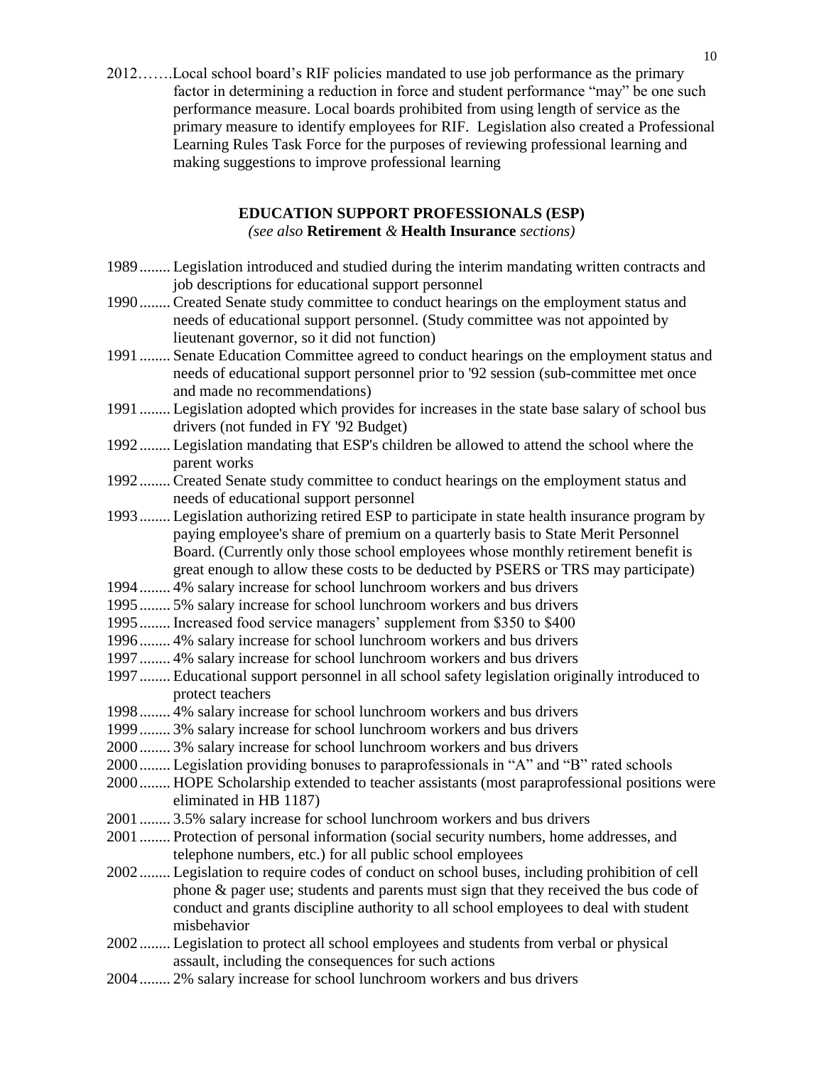2012…….Local school board's RIF policies mandated to use job performance as the primary factor in determining a reduction in force and student performance "may" be one such performance measure. Local boards prohibited from using length of service as the primary measure to identify employees for RIF. Legislation also created a Professional Learning Rules Task Force for the purposes of reviewing professional learning and making suggestions to improve professional learning

## EDUCATION SUPPORT PROFESSIONALS (ESP)

*(see also* **Retirement** *&* **Health Insurance** *sections)*

1989........ Legislation introduced and studied during the interim mandating written contracts and job descriptions for educational support personnel

1990........ Created Senate study committee to conduct hearings on the employment status and needs of educational support personnel. (Study committee was not appointed by lieutenant governor, so it did not function)

1991........ Senate Education Committee agreed to conduct hearings on the employment status and needs of educational support personnel prior to '92 session (sub-committee met once and made no recommendations)

1991........ Legislation adopted which provides for increases in the state base salary of school bus drivers (not funded in FY '92 Budget)

1992........ Legislation mandating that ESP's children be allowed to attend the school where the parent works

1992........ Created Senate study committee to conduct hearings on the employment status and needs of educational support personnel

1993........ Legislation authorizing retired ESP to participate in state health insurance program by paying employee's share of premium on a quarterly basis to State Merit Personnel Board. (Currently only those school employees whose monthly retirement benefit is great enough to allow these costs to be deducted by PSERS or TRS may participate)

1994........ 4% salary increase for school lunchroom workers and bus drivers

1995........ 5% salary increase for school lunchroom workers and bus drivers

1995........ Increased food service managers' supplement from $350 to $400

1996........ 4% salary increase for school lunchroom workers and bus drivers

1997........ 4% salary increase for school lunchroom workers and bus drivers

1997........ Educational support personnel in all school safety legislation originally introduced to protect teachers

1998........ 4% salary increase for school lunchroom workers and bus drivers

1999........ 3% salary increase for school lunchroom workers and bus drivers

2000........ 3% salary increase for school lunchroom workers and bus drivers

2000........ Legislation providing bonuses to paraprofessionals in "A" and "B" rated schools

2000........ HOPE Scholarship extended to teacher assistants (most paraprofessional positions were eliminated in HB 1187)

2001........ 3.5% salary increase for school lunchroom workers and bus drivers

2001........ Protection of personal information (social security numbers, home addresses, and telephone numbers, etc.) for all public school employees

2002........ Legislation to require codes of conduct on school buses, including prohibition of cell phone & pager use; students and parents must sign that they received the bus code of conduct and grants discipline authority to all school employees to deal with student misbehavior

2002........ Legislation to protect all school employees and students from verbal or physical assault, including the consequences for such actions

2004........ 2% salary increase for school lunchroom workers and bus drivers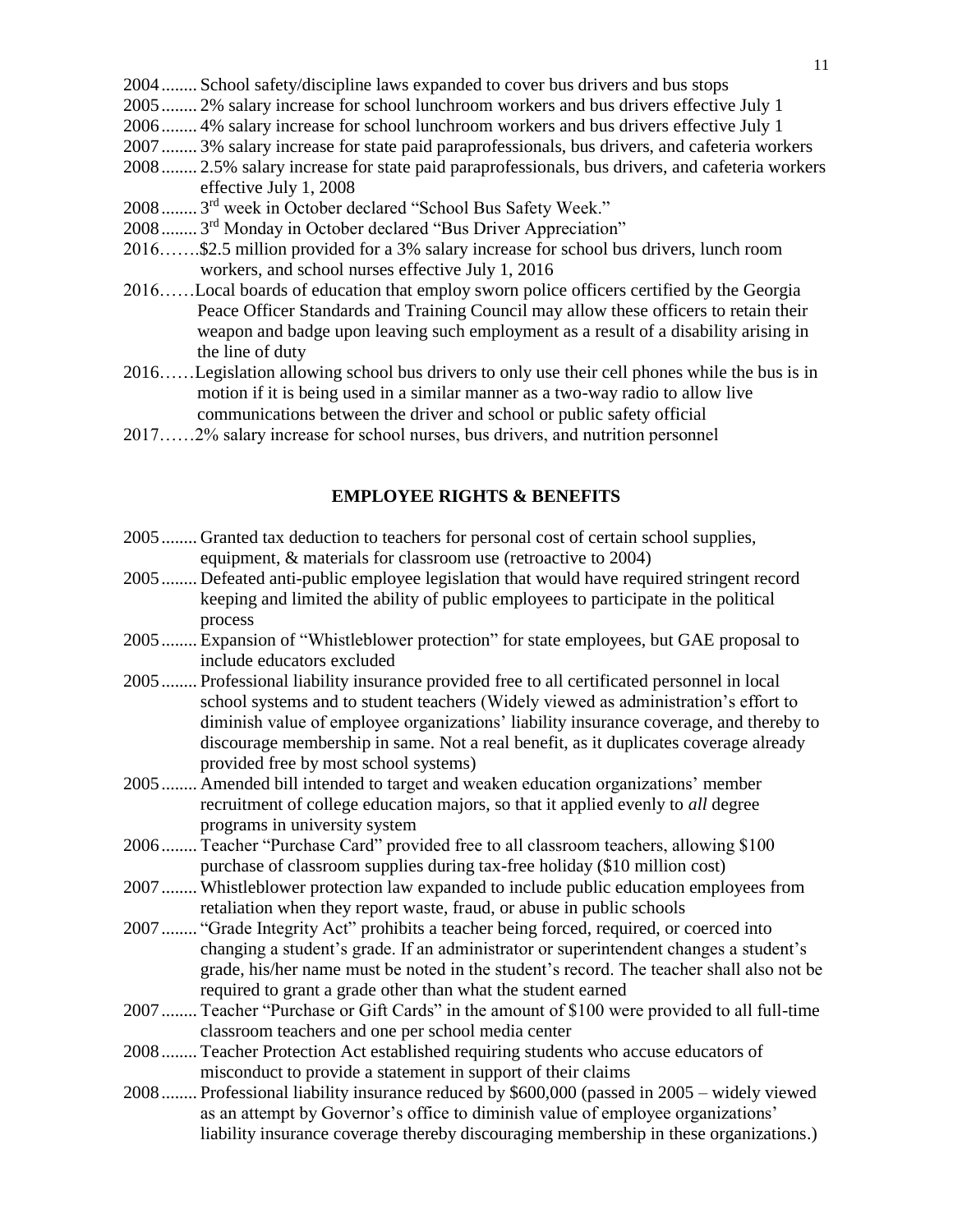2004........ School safety/discipline laws expanded to cover bus drivers and bus stops

2005........ 2% salary increase for school lunchroom workers and bus drivers effective July 1

2006........ 4% salary increase for school lunchroom workers and bus drivers effective July 1

2007........ 3% salary increase for state paid paraprofessionals, bus drivers, and cafeteria workers

2008........ 2.5% salary increase for state paid paraprofessionals, bus drivers, and cafeteria workers effective July 1, 2008

2008........ 3rd week in October declared "School Bus Safety Week."

2008........ 3rd Monday in October declared "Bus Driver Appreciation"

2016…….$2.5 million provided for a 3% salary increase for school bus drivers, lunch room workers, and school nurses effective July 1, 2016

2016……Local boards of education that employ sworn police officers certified by the Georgia Peace Officer Standards and Training Council may allow these officers to retain their weapon and badge upon leaving such employment as a result of a disability arising in the line of duty

2016……Legislation allowing school bus drivers to only use their cell phones while the bus is in motion if it is being used in a similar manner as a two-way radio to allow live communications between the driver and school or public safety official

2017……2% salary increase for school nurses, bus drivers, and nutrition personnel

## EMPLOYEE RIGHTS & BENEFITS

2005........ Granted tax deduction to teachers for personal cost of certain school supplies, equipment, & materials for classroom use (retroactive to 2004)

2005........ Defeated anti-public employee legislation that would have required stringent record keeping and limited the ability of public employees to participate in the political process

2005........ Expansion of "Whistleblower protection" for state employees, but GAE proposal to include educators excluded

2005........ Professional liability insurance provided free to all certificated personnel in local school systems and to student teachers (Widely viewed as administration's effort to diminish value of employee organizations' liability insurance coverage, and thereby to discourage membership in same. Not a real benefit, as it duplicates coverage already provided free by most school systems)

2005........ Amended bill intended to target and weaken education organizations' member recruitment of college education majors, so that it applied evenly to *all* degree programs in university system

2006........ Teacher "Purchase Card" provided free to all classroom teachers, allowing $100 purchase of classroom supplies during tax-free holiday ($10 million cost)

2007........ Whistleblower protection law expanded to include public education employees from retaliation when they report waste, fraud, or abuse in public schools

2007........ "Grade Integrity Act" prohibits a teacher being forced, required, or coerced into changing a student's grade. If an administrator or superintendent changes a student's grade, his/her name must be noted in the student's record. The teacher shall also not be required to grant a grade other than what the student earned

2007........ Teacher "Purchase or Gift Cards" in the amount of $100 were provided to all full-time classroom teachers and one per school media center

2008........ Teacher Protection Act established requiring students who accuse educators of misconduct to provide a statement in support of their claims

2008........ Professional liability insurance reduced by $600,000 (passed in 2005 – widely viewed as an attempt by Governor's office to diminish value of employee organizations' liability insurance coverage thereby discouraging membership in these organizations.)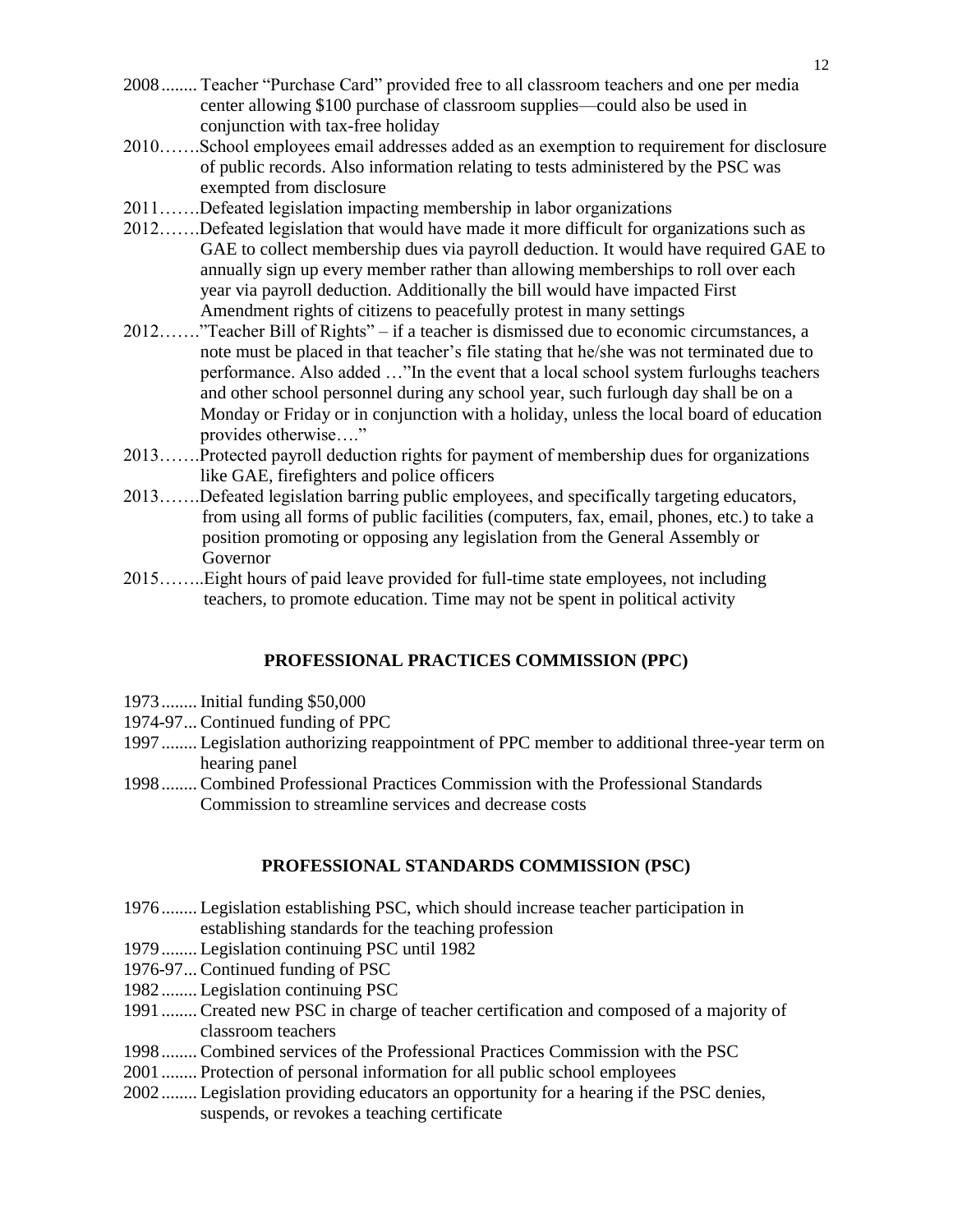2008........ Teacher "Purchase Card" provided free to all classroom teachers and one per media center allowing $100 purchase of classroom supplies—could also be used in conjunction with tax-free holiday

2010…….School employees email addresses added as an exemption to requirement for disclosure of public records. Also information relating to tests administered by the PSC was exempted from disclosure

2011…….Defeated legislation impacting membership in labor organizations

2012…….Defeated legislation that would have made it more difficult for organizations such as GAE to collect membership dues via payroll deduction. It would have required GAE to annually sign up every member rather than allowing memberships to roll over each year via payroll deduction. Additionally the bill would have impacted First Amendment rights of citizens to peacefully protest in many settings

2012……."Teacher Bill of Rights" – if a teacher is dismissed due to economic circumstances, a note must be placed in that teacher's file stating that he/she was not terminated due to performance. Also added …"In the event that a local school system furloughs teachers and other school personnel during any school year, such furlough day shall be on a Monday or Friday or in conjunction with a holiday, unless the local board of education provides otherwise…."

2013…….Protected payroll deduction rights for payment of membership dues for organizations like GAE, firefighters and police officers

2013…….Defeated legislation barring public employees, and specifically targeting educators, from using all forms of public facilities (computers, fax, email, phones, etc.) to take a position promoting or opposing any legislation from the General Assembly or Governor

2015……..Eight hours of paid leave provided for full-time state employees, not including teachers, to promote education. Time may not be spent in political activity

## PROFESSIONAL PRACTICES COMMISSION (PPC)

1973........ Initial funding $50,000

1974-97... Continued funding of PPC

1997........ Legislation authorizing reappointment of PPC member to additional three-year term on hearing panel

1998........ Combined Professional Practices Commission with the Professional Standards Commission to streamline services and decrease costs

## PROFESSIONAL STANDARDS COMMISSION (PSC)

1976........ Legislation establishing PSC, which should increase teacher participation in establishing standards for the teaching profession

1979........ Legislation continuing PSC until 1982

1976-97... Continued funding of PSC

1982........ Legislation continuing PSC

1991........ Created new PSC in charge of teacher certification and composed of a majority of classroom teachers

1998........ Combined services of the Professional Practices Commission with the PSC

2001........ Protection of personal information for all public school employees

2002........ Legislation providing educators an opportunity for a hearing if the PSC denies, suspends, or revokes a teaching certificate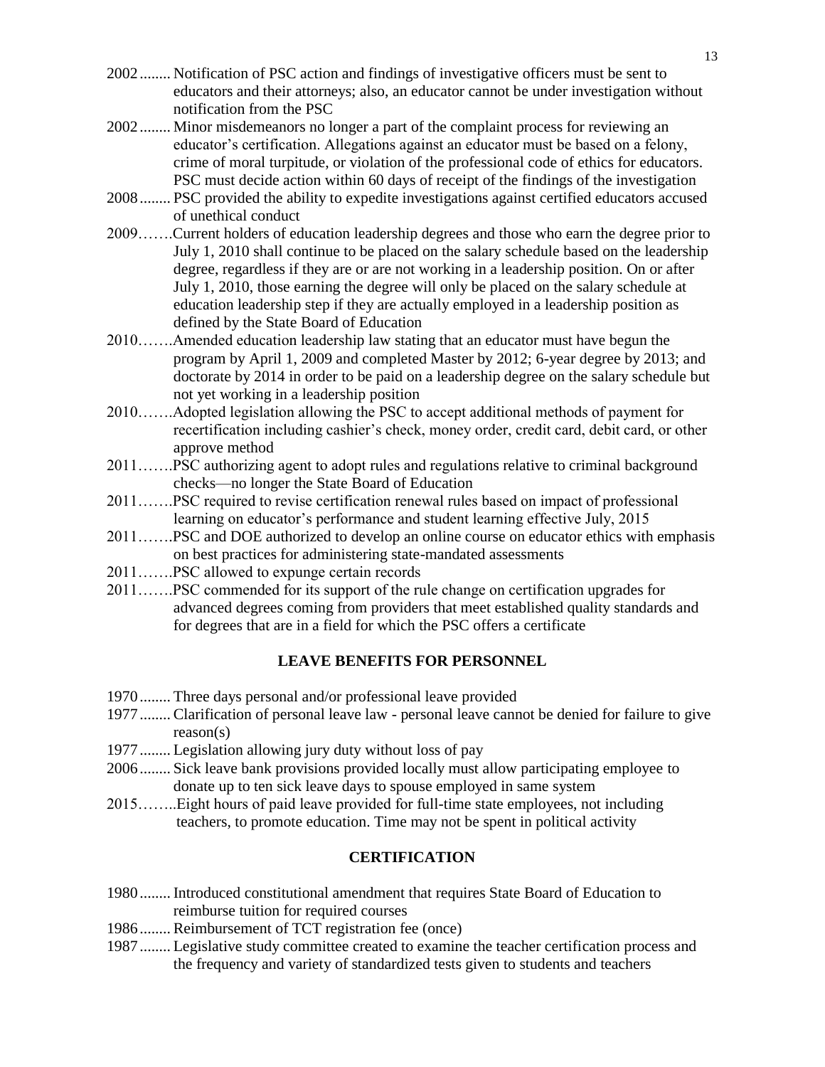2002........ Notification of PSC action and findings of investigative officers must be sent to educators and their attorneys; also, an educator cannot be under investigation without notification from the PSC

2002........ Minor misdemeanors no longer a part of the complaint process for reviewing an educator's certification. Allegations against an educator must be based on a felony, crime of moral turpitude, or violation of the professional code of ethics for educators. PSC must decide action within 60 days of receipt of the findings of the investigation

2008........ PSC provided the ability to expedite investigations against certified educators accused of unethical conduct

2009…….Current holders of education leadership degrees and those who earn the degree prior to July 1, 2010 shall continue to be placed on the salary schedule based on the leadership degree, regardless if they are or are not working in a leadership position. On or after July 1, 2010, those earning the degree will only be placed on the salary schedule at education leadership step if they are actually employed in a leadership position as defined by the State Board of Education

2010…….Amended education leadership law stating that an educator must have begun the program by April 1, 2009 and completed Master by 2012; 6-year degree by 2013; and doctorate by 2014 in order to be paid on a leadership degree on the salary schedule but not yet working in a leadership position

2010…….Adopted legislation allowing the PSC to accept additional methods of payment for recertification including cashier's check, money order, credit card, debit card, or other approve method

2011…….PSC authorizing agent to adopt rules and regulations relative to criminal background checks—no longer the State Board of Education

2011…….PSC required to revise certification renewal rules based on impact of professional learning on educator's performance and student learning effective July, 2015

2011…….PSC and DOE authorized to develop an online course on educator ethics with emphasis on best practices for administering state-mandated assessments

2011…….PSC allowed to expunge certain records

2011…….PSC commended for its support of the rule change on certification upgrades for advanced degrees coming from providers that meet established quality standards and for degrees that are in a field for which the PSC offers a certificate

## LEAVE BENEFITS FOR PERSONNEL

1970........ Three days personal and/or professional leave provided

1977........ Clarification of personal leave law - personal leave cannot be denied for failure to give reason(s)

1977........ Legislation allowing jury duty without loss of pay

2006........ Sick leave bank provisions provided locally must allow participating employee to donate up to ten sick leave days to spouse employed in same system

2015……..Eight hours of paid leave provided for full-time state employees, not including teachers, to promote education. Time may not be spent in political activity

## CERTIFICATION

1980........ Introduced constitutional amendment that requires State Board of Education to reimburse tuition for required courses

1986........ Reimbursement of TCT registration fee (once)

1987........ Legislative study committee created to examine the teacher certification process and the frequency and variety of standardized tests given to students and teachers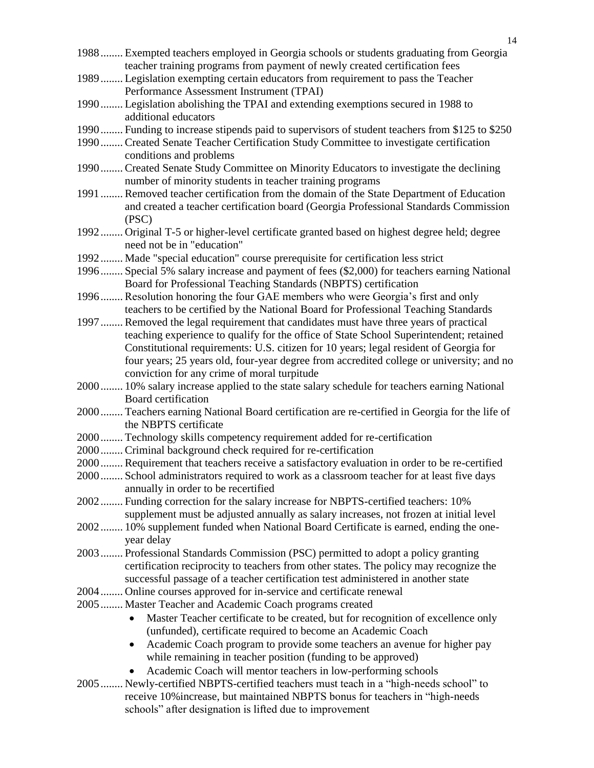1988........ Exempted teachers employed in Georgia schools or students graduating from Georgia teacher training programs from payment of newly created certification fees

1989........ Legislation exempting certain educators from requirement to pass the Teacher Performance Assessment Instrument (TPAI)

1990........ Legislation abolishing the TPAI and extending exemptions secured in 1988 to additional educators

1990........ Funding to increase stipends paid to supervisors of student teachers from $125 to $250

1990........ Created Senate Teacher Certification Study Committee to investigate certification conditions and problems

1990........ Created Senate Study Committee on Minority Educators to investigate the declining number of minority students in teacher training programs

1991........ Removed teacher certification from the domain of the State Department of Education and created a teacher certification board (Georgia Professional Standards Commission (PSC)

1992........ Original T-5 or higher-level certificate granted based on highest degree held; degree need not be in "education"

1992........ Made "special education" course prerequisite for certification less strict

1996........ Special 5% salary increase and payment of fees ($2,000) for teachers earning National Board for Professional Teaching Standards (NBPTS) certification

1996........ Resolution honoring the four GAE members who were Georgia's first and only teachers to be certified by the National Board for Professional Teaching Standards

1997........ Removed the legal requirement that candidates must have three years of practical teaching experience to qualify for the office of State School Superintendent; retained Constitutional requirements: U.S. citizen for 10 years; legal resident of Georgia for four years; 25 years old, four-year degree from accredited college or university; and no conviction for any crime of moral turpitude

2000........ 10% salary increase applied to the state salary schedule for teachers earning National Board certification

2000........ Teachers earning National Board certification are re-certified in Georgia for the life of the NBPTS certificate

2000........ Technology skills competency requirement added for re-certification

2000........ Criminal background check required for re-certification

2000........ Requirement that teachers receive a satisfactory evaluation in order to be re-certified

2000........ School administrators required to work as a classroom teacher for at least five days annually in order to be recertified

2002........ Funding correction for the salary increase for NBPTS-certified teachers: 10% supplement must be adjusted annually as salary increases, not frozen at initial level

2002........ 10% supplement funded when National Board Certificate is earned, ending the one-year delay

2003........ Professional Standards Commission (PSC) permitted to adopt a policy granting certification reciprocity to teachers from other states. The policy may recognize the successful passage of a teacher certification test administered in another state

2004........ Online courses approved for in-service and certificate renewal

2005........ Master Teacher and Academic Coach programs created

- Master Teacher certificate to be created, but for recognition of excellence only (unfunded), certificate required to become an Academic Coach
- Academic Coach program to provide some teachers an avenue for higher pay while remaining in teacher position (funding to be approved)
- Academic Coach will mentor teachers in low-performing schools

2005........ Newly-certified NBPTS-certified teachers must teach in a "high-needs school" to receive 10%increase, but maintained NBPTS bonus for teachers in "high-needs schools" after designation is lifted due to improvement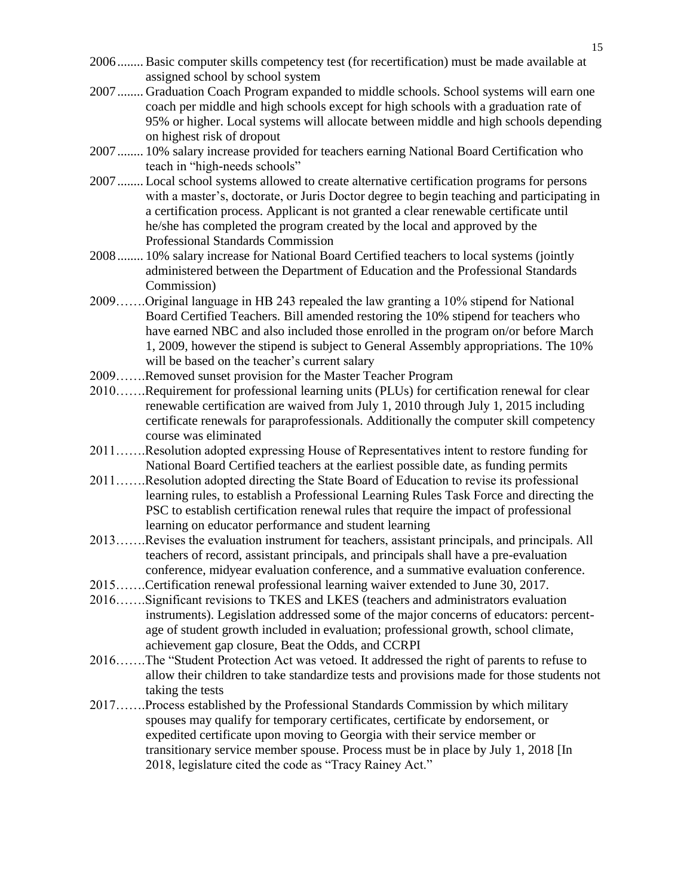2006........ Basic computer skills competency test (for recertification) must be made available at assigned school by school system

2007........ Graduation Coach Program expanded to middle schools. School systems will earn one coach per middle and high schools except for high schools with a graduation rate of 95% or higher. Local systems will allocate between middle and high schools depending on highest risk of dropout

2007........ 10% salary increase provided for teachers earning National Board Certification who teach in "high-needs schools"

2007........ Local school systems allowed to create alternative certification programs for persons with a master's, doctorate, or Juris Doctor degree to begin teaching and participating in a certification process. Applicant is not granted a clear renewable certificate until he/she has completed the program created by the local and approved by the Professional Standards Commission

2008........ 10% salary increase for National Board Certified teachers to local systems (jointly administered between the Department of Education and the Professional Standards Commission)

2009…….Original language in HB 243 repealed the law granting a 10% stipend for National Board Certified Teachers. Bill amended restoring the 10% stipend for teachers who have earned NBC and also included those enrolled in the program on/or before March 1, 2009, however the stipend is subject to General Assembly appropriations. The 10% will be based on the teacher's current salary

2009…….Removed sunset provision for the Master Teacher Program

2010…….Requirement for professional learning units (PLUs) for certification renewal for clear renewable certification are waived from July 1, 2010 through July 1, 2015 including certificate renewals for paraprofessionals. Additionally the computer skill competency course was eliminated

2011…….Resolution adopted expressing House of Representatives intent to restore funding for National Board Certified teachers at the earliest possible date, as funding permits

2011…….Resolution adopted directing the State Board of Education to revise its professional learning rules, to establish a Professional Learning Rules Task Force and directing the PSC to establish certification renewal rules that require the impact of professional learning on educator performance and student learning

2013…….Revises the evaluation instrument for teachers, assistant principals, and principals. All teachers of record, assistant principals, and principals shall have a pre-evaluation conference, midyear evaluation conference, and a summative evaluation conference.

2015…….Certification renewal professional learning waiver extended to June 30, 2017.

2016…….Significant revisions to TKES and LKES (teachers and administrators evaluation instruments). Legislation addressed some of the major concerns of educators: percent-age of student growth included in evaluation; professional growth, school climate, achievement gap closure, Beat the Odds, and CCRPI

2016…….The "Student Protection Act was vetoed. It addressed the right of parents to refuse to allow their children to take standardize tests and provisions made for those students not taking the tests

2017…….Process established by the Professional Standards Commission by which military spouses may qualify for temporary certificates, certificate by endorsement, or expedited certificate upon moving to Georgia with their service member or transitionary service member spouse. Process must be in place by July 1, 2018 [In 2018, legislature cited the code as "Tracy Rainey Act."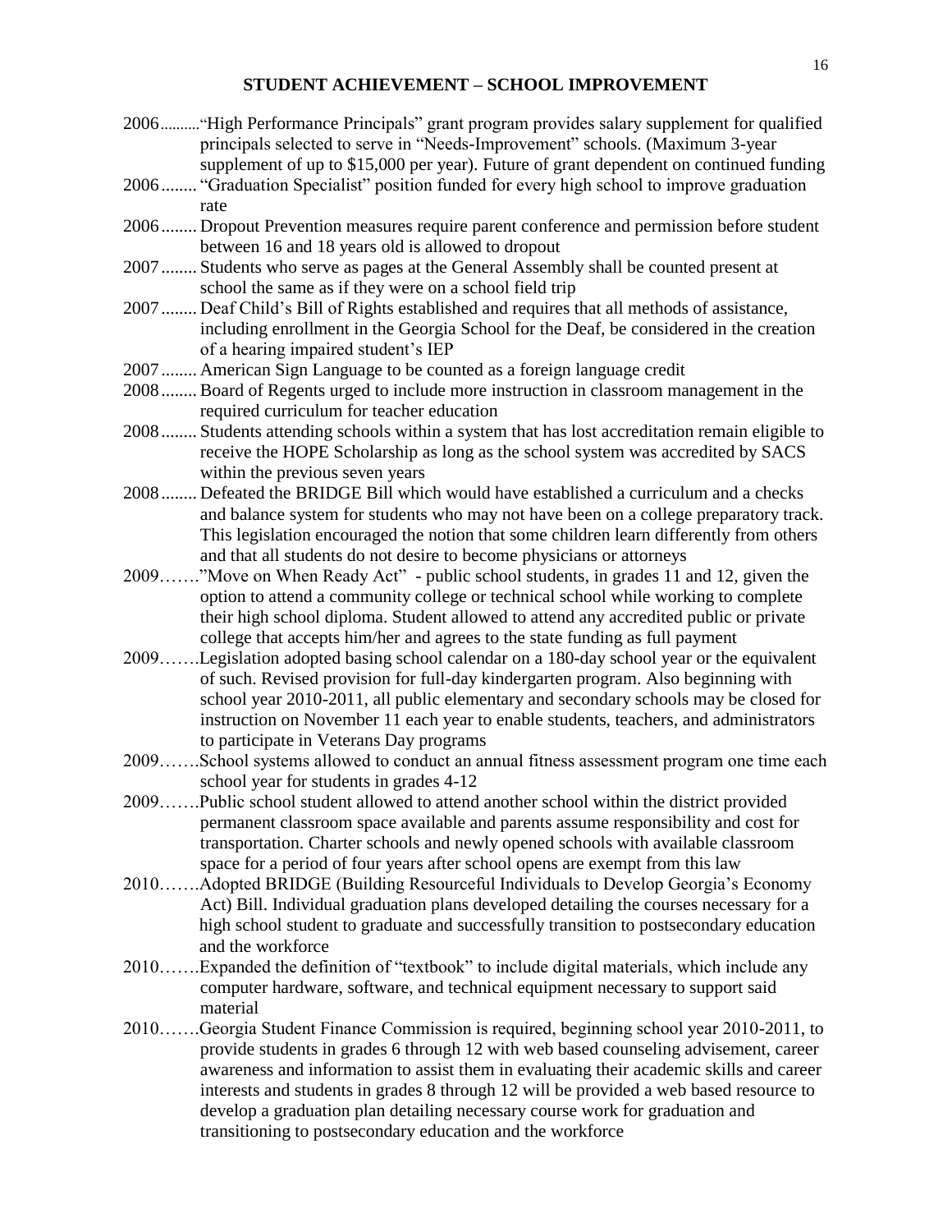## STUDENT ACHIEVEMENT – SCHOOL IMPROVEMENT

2006..........“High Performance Principals” grant program provides salary supplement for qualified principals selected to serve in “Needs-Improvement” schools. (Maximum 3-year supplement of up to $15,000 per year). Future of grant dependent on continued funding

2006........ “Graduation Specialist” position funded for every high school to improve graduation rate

2006........ Dropout Prevention measures require parent conference and permission before student between 16 and 18 years old is allowed to dropout

2007........ Students who serve as pages at the General Assembly shall be counted present at school the same as if they were on a school field trip

2007........ Deaf Child’s Bill of Rights established and requires that all methods of assistance, including enrollment in the Georgia School for the Deaf, be considered in the creation of a hearing impaired student’s IEP

2007........ American Sign Language to be counted as a foreign language credit

2008........ Board of Regents urged to include more instruction in classroom management in the required curriculum for teacher education

2008........ Students attending schools within a system that has lost accreditation remain eligible to receive the HOPE Scholarship as long as the school system was accredited by SACS within the previous seven years

2008........ Defeated the BRIDGE Bill which would have established a curriculum and a checks and balance system for students who may not have been on a college preparatory track. This legislation encouraged the notion that some children learn differently from others and that all students do not desire to become physicians or attorneys

2009……”Move on When Ready Act” - public school students, in grades 11 and 12, given the option to attend a community college or technical school while working to complete their high school diploma. Student allowed to attend any accredited public or private college that accepts him/her and agrees to the state funding as full payment

2009…….Legislation adopted basing school calendar on a 180-day school year or the equivalent of such. Revised provision for full-day kindergarten program. Also beginning with school year 2010-2011, all public elementary and secondary schools may be closed for instruction on November 11 each year to enable students, teachers, and administrators to participate in Veterans Day programs

2009…….School systems allowed to conduct an annual fitness assessment program one time each school year for students in grades 4-12

2009…….Public school student allowed to attend another school within the district provided permanent classroom space available and parents assume responsibility and cost for transportation. Charter schools and newly opened schools with available classroom space for a period of four years after school opens are exempt from this law

2010…….Adopted BRIDGE (Building Resourceful Individuals to Develop Georgia’s Economy Act) Bill. Individual graduation plans developed detailing the courses necessary for a high school student to graduate and successfully transition to postsecondary education and the workforce

2010…….Expanded the definition of “textbook” to include digital materials, which include any computer hardware, software, and technical equipment necessary to support said material

2010…….Georgia Student Finance Commission is required, beginning school year 2010-2011, to provide students in grades 6 through 12 with web based counseling advisement, career awareness and information to assist them in evaluating their academic skills and career interests and students in grades 8 through 12 will be provided a web based resource to develop a graduation plan detailing necessary course work for graduation and transitioning to postsecondary education and the workforce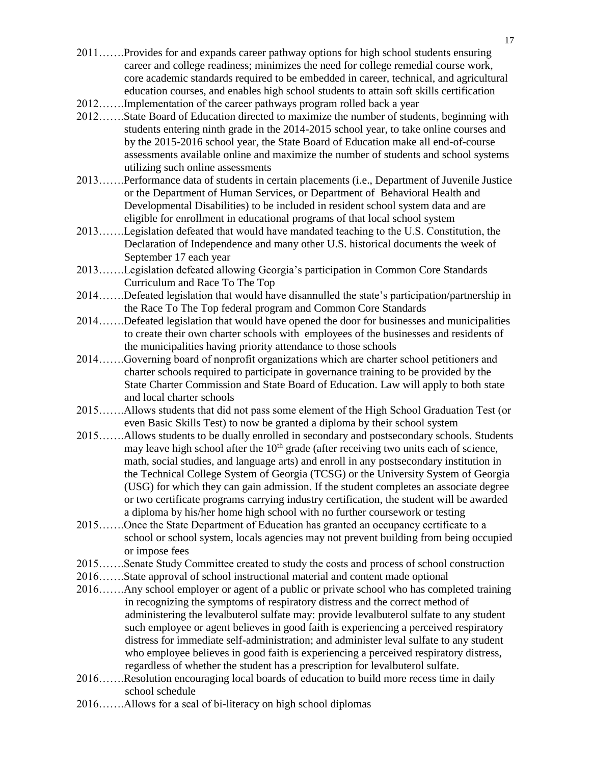2011…….Provides for and expands career pathway options for high school students ensuring career and college readiness; minimizes the need for college remedial course work, core academic standards required to be embedded in career, technical, and agricultural education courses, and enables high school students to attain soft skills certification

2012…….Implementation of the career pathways program rolled back a year

2012…….State Board of Education directed to maximize the number of students, beginning with students entering ninth grade in the 2014-2015 school year, to take online courses and by the 2015-2016 school year, the State Board of Education make all end-of-course assessments available online and maximize the number of students and school systems utilizing such online assessments

2013…….Performance data of students in certain placements (i.e., Department of Juvenile Justice or the Department of Human Services, or Department of Behavioral Health and Developmental Disabilities) to be included in resident school system data and are eligible for enrollment in educational programs of that local school system

2013…….Legislation defeated that would have mandated teaching to the U.S. Constitution, the Declaration of Independence and many other U.S. historical documents the week of September 17 each year

2013…….Legislation defeated allowing Georgia's participation in Common Core Standards Curriculum and Race To The Top

2014…….Defeated legislation that would have disannulled the state's participation/partnership in the Race To The Top federal program and Common Core Standards

2014…….Defeated legislation that would have opened the door for businesses and municipalities to create their own charter schools with employees of the businesses and residents of the municipalities having priority attendance to those schools

2014…….Governing board of nonprofit organizations which are charter school petitioners and charter schools required to participate in governance training to be provided by the State Charter Commission and State Board of Education. Law will apply to both state and local charter schools

2015…….Allows students that did not pass some element of the High School Graduation Test (or even Basic Skills Test) to now be granted a diploma by their school system

2015…….Allows students to be dually enrolled in secondary and postsecondary schools. Students may leave high school after the 10th grade (after receiving two units each of science, math, social studies, and language arts) and enroll in any postsecondary institution in the Technical College System of Georgia (TCSG) or the University System of Georgia (USG) for which they can gain admission. If the student completes an associate degree or two certificate programs carrying industry certification, the student will be awarded a diploma by his/her home high school with no further coursework or testing

2015…….Once the State Department of Education has granted an occupancy certificate to a school or school system, locals agencies may not prevent building from being occupied or impose fees

2015…….Senate Study Committee created to study the costs and process of school construction

2016…….State approval of school instructional material and content made optional

2016…….Any school employer or agent of a public or private school who has completed training in recognizing the symptoms of respiratory distress and the correct method of administering the levalbuterol sulfate may: provide levalbuterol sulfate to any student such employee or agent believes in good faith is experiencing a perceived respiratory distress for immediate self-administration; and administer leval sulfate to any student who employee believes in good faith is experiencing a perceived respiratory distress, regardless of whether the student has a prescription for levalbuterol sulfate.

2016…….Resolution encouraging local boards of education to build more recess time in daily school schedule

2016…….Allows for a seal of bi-literacy on high school diplomas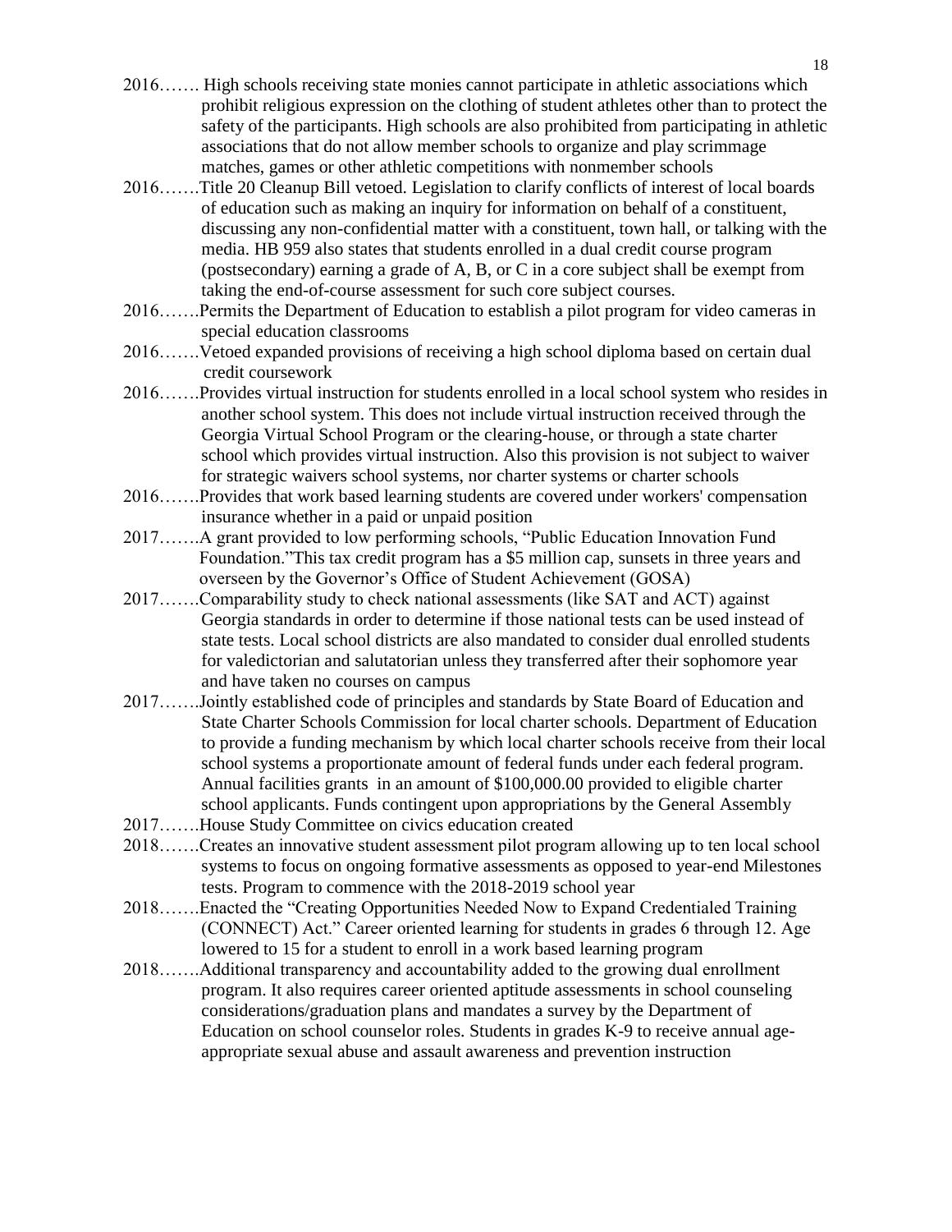2016……. High schools receiving state monies cannot participate in athletic associations which prohibit religious expression on the clothing of student athletes other than to protect the safety of the participants. High schools are also prohibited from participating in athletic associations that do not allow member schools to organize and play scrimmage matches, games or other athletic competitions with nonmember schools

2016…….Title 20 Cleanup Bill vetoed. Legislation to clarify conflicts of interest of local boards of education such as making an inquiry for information on behalf of a constituent, discussing any non-confidential matter with a constituent, town hall, or talking with the media. HB 959 also states that students enrolled in a dual credit course program (postsecondary) earning a grade of A, B, or C in a core subject shall be exempt from taking the end-of-course assessment for such core subject courses.

2016…….Permits the Department of Education to establish a pilot program for video cameras in special education classrooms

2016…….Vetoed expanded provisions of receiving a high school diploma based on certain dual credit coursework

2016…….Provides virtual instruction for students enrolled in a local school system who resides in another school system. This does not include virtual instruction received through the Georgia Virtual School Program or the clearing-house, or through a state charter school which provides virtual instruction. Also this provision is not subject to waiver for strategic waivers school systems, nor charter systems or charter schools

2016…….Provides that work based learning students are covered under workers' compensation insurance whether in a paid or unpaid position

2017…….A grant provided to low performing schools, "Public Education Innovation Fund Foundation."This tax credit program has a $5 million cap, sunsets in three years and overseen by the Governor's Office of Student Achievement (GOSA)

2017…….Comparability study to check national assessments (like SAT and ACT) against Georgia standards in order to determine if those national tests can be used instead of state tests. Local school districts are also mandated to consider dual enrolled students for valedictorian and salutatorian unless they transferred after their sophomore year and have taken no courses on campus

2017…….Jointly established code of principles and standards by State Board of Education and State Charter Schools Commission for local charter schools. Department of Education to provide a funding mechanism by which local charter schools receive from their local school systems a proportionate amount of federal funds under each federal program. Annual facilities grants in an amount of $100,000.00 provided to eligible charter school applicants. Funds contingent upon appropriations by the General Assembly

2017…….House Study Committee on civics education created

2018…….Creates an innovative student assessment pilot program allowing up to ten local school systems to focus on ongoing formative assessments as opposed to year-end Milestones tests. Program to commence with the 2018-2019 school year

2018…….Enacted the "Creating Opportunities Needed Now to Expand Credentialed Training (CONNECT) Act." Career oriented learning for students in grades 6 through 12. Age lowered to 15 for a student to enroll in a work based learning program

2018…….Additional transparency and accountability added to the growing dual enrollment program. It also requires career oriented aptitude assessments in school counseling considerations/graduation plans and mandates a survey by the Department of Education on school counselor roles. Students in grades K-9 to receive annual age-appropriate sexual abuse and assault awareness and prevention instruction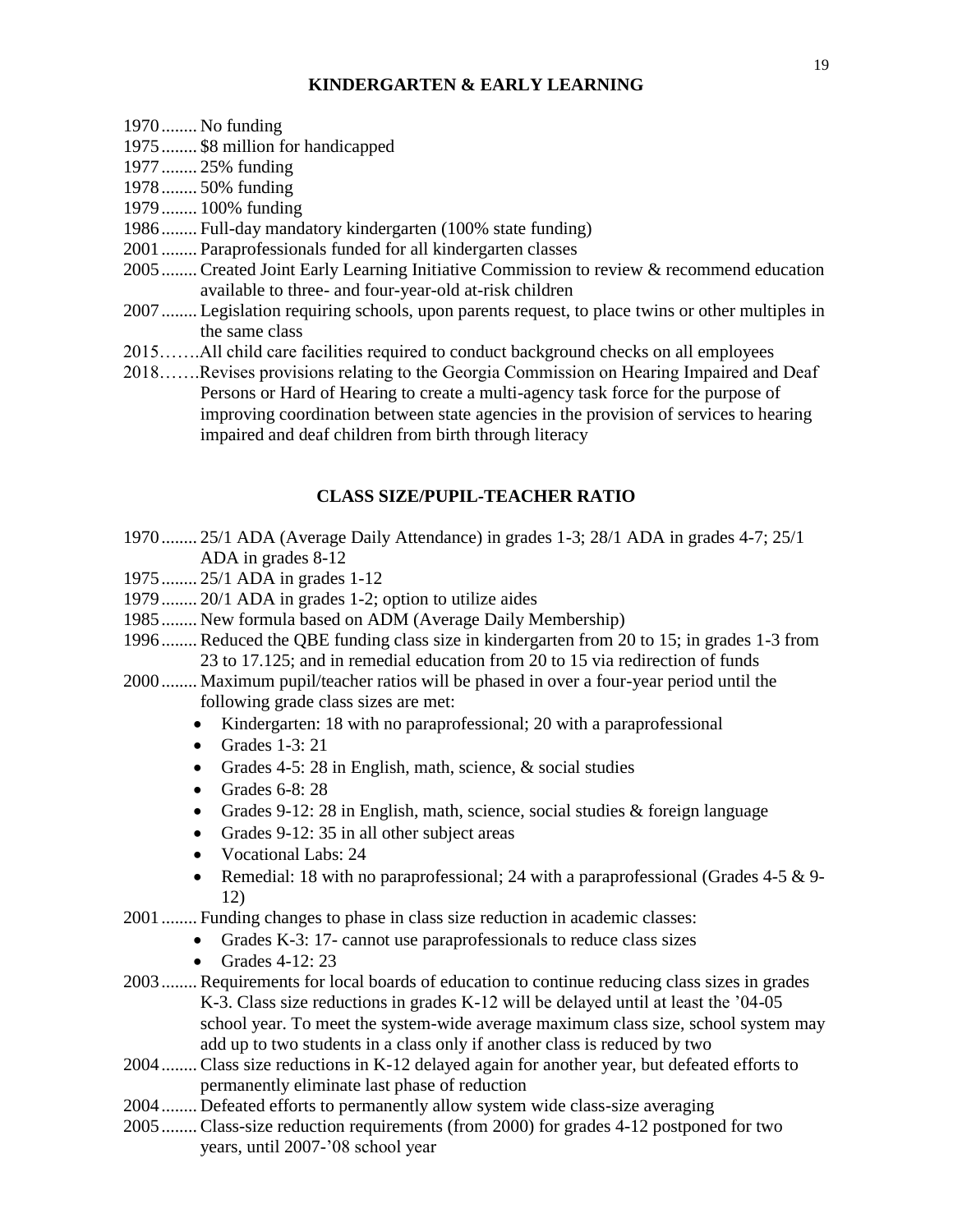## KINDERGARTEN & EARLY LEARNING

1970........ No funding
1975........ $8 million for handicapped
1977........ 25% funding
1978........ 50% funding
1979........ 100% funding
1986........ Full-day mandatory kindergarten (100% state funding)
2001........ Paraprofessionals funded for all kindergarten classes
2005........ Created Joint Early Learning Initiative Commission to review & recommend education available to three- and four-year-old at-risk children
2007........ Legislation requiring schools, upon parents request, to place twins or other multiples in the same class
2015…….All child care facilities required to conduct background checks on all employees
2018…….Revises provisions relating to the Georgia Commission on Hearing Impaired and Deaf Persons or Hard of Hearing to create a multi-agency task force for the purpose of improving coordination between state agencies in the provision of services to hearing impaired and deaf children from birth through literacy

## CLASS SIZE/PUPIL-TEACHER RATIO

1970........ 25/1 ADA (Average Daily Attendance) in grades 1-3; 28/1 ADA in grades 4-7; 25/1 ADA in grades 8-12
1975........ 25/1 ADA in grades 1-12
1979........ 20/1 ADA in grades 1-2; option to utilize aides
1985........ New formula based on ADM (Average Daily Membership)
1996........ Reduced the QBE funding class size in kindergarten from 20 to 15; in grades 1-3 from 23 to 17.125; and in remedial education from 20 to 15 via redirection of funds
2000........ Maximum pupil/teacher ratios will be phased in over a four-year period until the following grade class sizes are met:

- Kindergarten: 18 with no paraprofessional; 20 with a paraprofessional
- Grades 1-3: 21
- Grades 4-5: 28 in English, math, science, & social studies
- Grades 6-8: 28
- Grades 9-12: 28 in English, math, science, social studies & foreign language
- Grades 9-12: 35 in all other subject areas
- Vocational Labs: 24
- Remedial: 18 with no paraprofessional; 24 with a paraprofessional (Grades 4-5 & 9-12)

2001........ Funding changes to phase in class size reduction in academic classes:

- Grades K-3: 17- cannot use paraprofessionals to reduce class sizes
- Grades 4-12: 23

2003........ Requirements for local boards of education to continue reducing class sizes in grades K-3. Class size reductions in grades K-12 will be delayed until at least the ’04-05 school year. To meet the system-wide average maximum class size, school system may add up to two students in a class only if another class is reduced by two
2004........ Class size reductions in K-12 delayed again for another year, but defeated efforts to permanently eliminate last phase of reduction
2004........ Defeated efforts to permanently allow system wide class-size averaging
2005........ Class-size reduction requirements (from 2000) for grades 4-12 postponed for two years, until 2007-’08 school year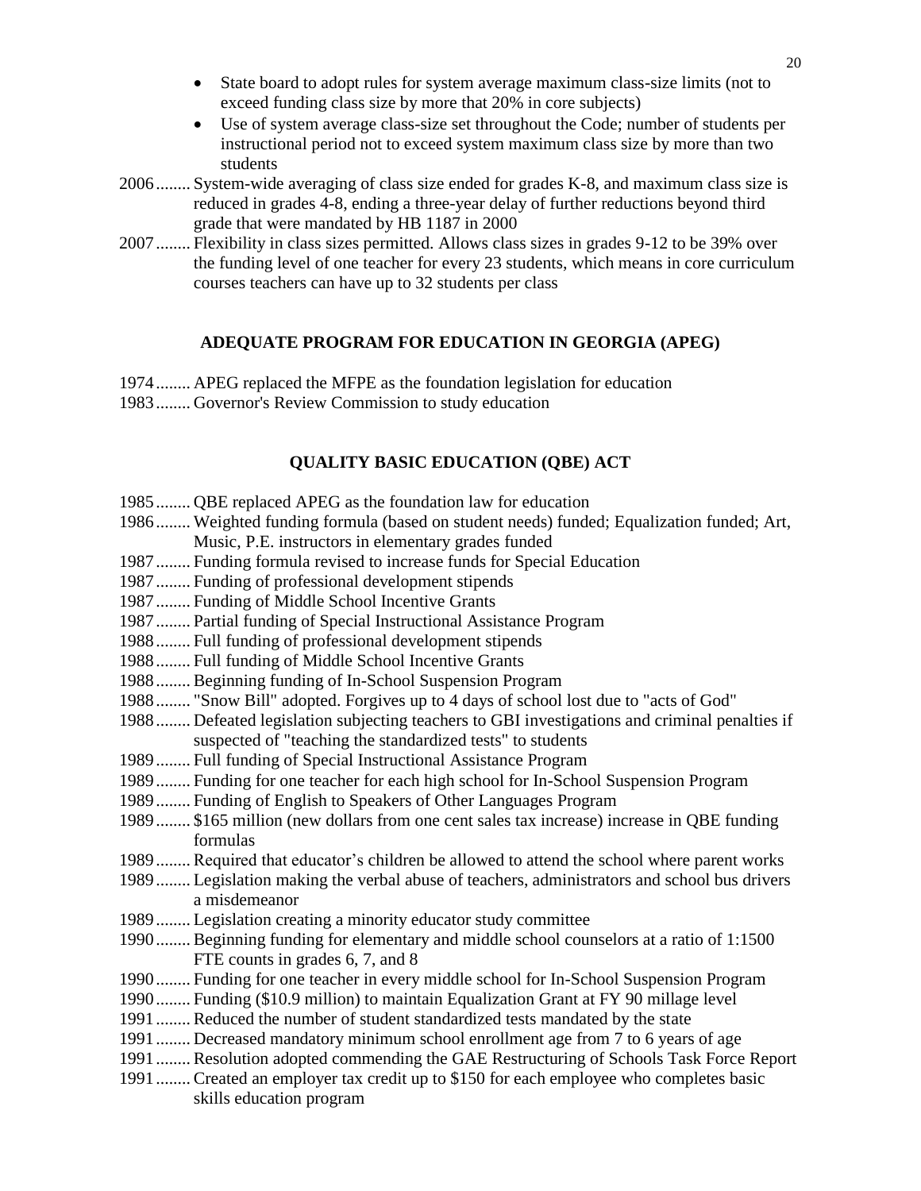- State board to adopt rules for system average maximum class-size limits (not to exceed funding class size by more that 20% in core subjects)
- Use of system average class-size set throughout the Code; number of students per instructional period not to exceed system maximum class size by more than two students

2006........ System-wide averaging of class size ended for grades K-8, and maximum class size is reduced in grades 4-8, ending a three-year delay of further reductions beyond third grade that were mandated by HB 1187 in 2000

2007........ Flexibility in class sizes permitted. Allows class sizes in grades 9-12 to be 39% over the funding level of one teacher for every 23 students, which means in core curriculum courses teachers can have up to 32 students per class

## ADEQUATE PROGRAM FOR EDUCATION IN GEORGIA (APEG)

1974........ APEG replaced the MFPE as the foundation legislation for education
1983........ Governor's Review Commission to study education

## QUALITY BASIC EDUCATION (QBE) ACT

1985........ QBE replaced APEG as the foundation law for education
1986........ Weighted funding formula (based on student needs) funded; Equalization funded; Art, Music, P.E. instructors in elementary grades funded
1987........ Funding formula revised to increase funds for Special Education
1987........ Funding of professional development stipends
1987........ Funding of Middle School Incentive Grants
1987........ Partial funding of Special Instructional Assistance Program
1988........ Full funding of professional development stipends
1988........ Full funding of Middle School Incentive Grants
1988........ Beginning funding of In-School Suspension Program
1988........ "Snow Bill" adopted. Forgives up to 4 days of school lost due to "acts of God"
1988........ Defeated legislation subjecting teachers to GBI investigations and criminal penalties if suspected of "teaching the standardized tests" to students
1989........ Full funding of Special Instructional Assistance Program
1989........ Funding for one teacher for each high school for In-School Suspension Program
1989........ Funding of English to Speakers of Other Languages Program
1989........ $165 million (new dollars from one cent sales tax increase) increase in QBE funding formulas
1989........ Required that educator's children be allowed to attend the school where parent works
1989........ Legislation making the verbal abuse of teachers, administrators and school bus drivers a misdemeanor
1989........ Legislation creating a minority educator study committee
1990........ Beginning funding for elementary and middle school counselors at a ratio of 1:1500 FTE counts in grades 6, 7, and 8
1990........ Funding for one teacher in every middle school for In-School Suspension Program
1990........ Funding ($10.9 million) to maintain Equalization Grant at FY 90 millage level
1991........ Reduced the number of student standardized tests mandated by the state
1991........ Decreased mandatory minimum school enrollment age from 7 to 6 years of age
1991........ Resolution adopted commending the GAE Restructuring of Schools Task Force Report
1991........ Created an employer tax credit up to $150 for each employee who completes basic skills education program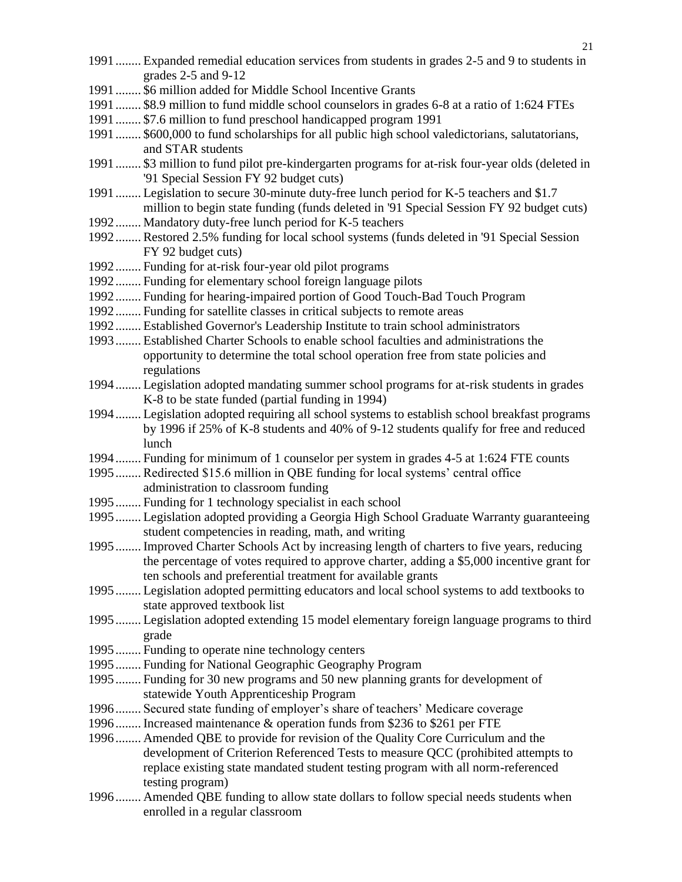1991........ Expanded remedial education services from students in grades 2-5 and 9 to students in grades 2-5 and 9-12

1991........ $6 million added for Middle School Incentive Grants

1991........ $8.9 million to fund middle school counselors in grades 6-8 at a ratio of 1:624 FTEs

1991........ $7.6 million to fund preschool handicapped program 1991

1991........ $600,000 to fund scholarships for all public high school valedictorians, salutatorians, and STAR students

1991........ $3 million to fund pilot pre-kindergarten programs for at-risk four-year olds (deleted in '91 Special Session FY 92 budget cuts)

1991........ Legislation to secure 30-minute duty-free lunch period for K-5 teachers and $1.7 million to begin state funding (funds deleted in '91 Special Session FY 92 budget cuts)

1992........ Mandatory duty-free lunch period for K-5 teachers

1992........ Restored 2.5% funding for local school systems (funds deleted in '91 Special Session FY 92 budget cuts)

1992........ Funding for at-risk four-year old pilot programs

1992........ Funding for elementary school foreign language pilots

1992........ Funding for hearing-impaired portion of Good Touch-Bad Touch Program

1992........ Funding for satellite classes in critical subjects to remote areas

1992........ Established Governor's Leadership Institute to train school administrators

1993........ Established Charter Schools to enable school faculties and administrations the opportunity to determine the total school operation free from state policies and regulations

1994........ Legislation adopted mandating summer school programs for at-risk students in grades K-8 to be state funded (partial funding in 1994)

1994........ Legislation adopted requiring all school systems to establish school breakfast programs by 1996 if 25% of K-8 students and 40% of 9-12 students qualify for free and reduced lunch

1994........ Funding for minimum of 1 counselor per system in grades 4-5 at 1:624 FTE counts

1995........ Redirected $15.6 million in QBE funding for local systems' central office administration to classroom funding

1995........ Funding for 1 technology specialist in each school

1995........ Legislation adopted providing a Georgia High School Graduate Warranty guaranteeing student competencies in reading, math, and writing

1995........ Improved Charter Schools Act by increasing length of charters to five years, reducing the percentage of votes required to approve charter, adding a $5,000 incentive grant for ten schools and preferential treatment for available grants

1995........ Legislation adopted permitting educators and local school systems to add textbooks to state approved textbook list

1995........ Legislation adopted extending 15 model elementary foreign language programs to third grade

1995........ Funding to operate nine technology centers

1995........ Funding for National Geographic Geography Program

1995........ Funding for 30 new programs and 50 new planning grants for development of statewide Youth Apprenticeship Program

1996........ Secured state funding of employer's share of teachers' Medicare coverage

1996........ Increased maintenance & operation funds from $236 to $261 per FTE

1996........ Amended QBE to provide for revision of the Quality Core Curriculum and the development of Criterion Referenced Tests to measure QCC (prohibited attempts to replace existing state mandated student testing program with all norm-referenced testing program)

1996........ Amended QBE funding to allow state dollars to follow special needs students when enrolled in a regular classroom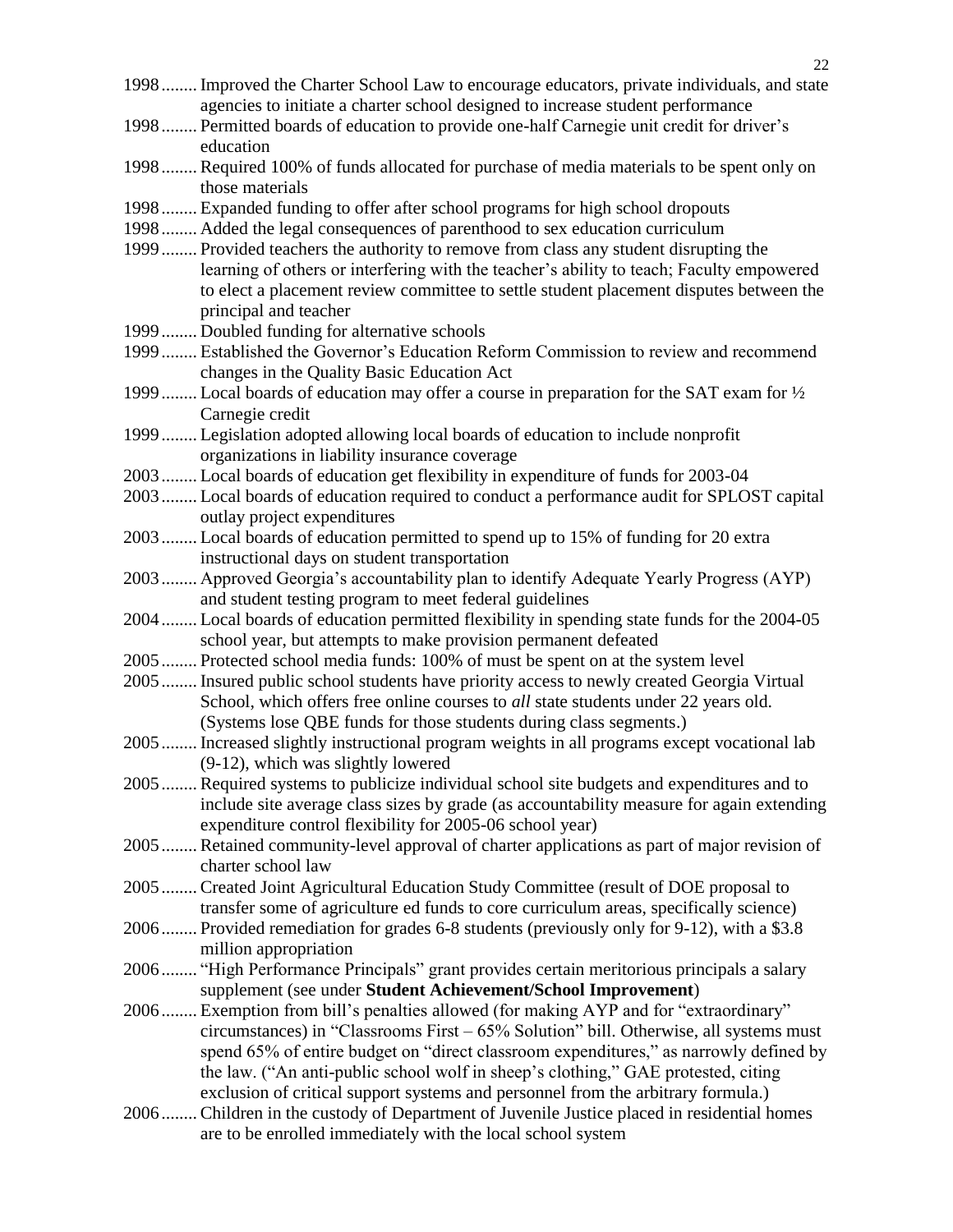1998........ Improved the Charter School Law to encourage educators, private individuals, and state agencies to initiate a charter school designed to increase student performance

1998........ Permitted boards of education to provide one-half Carnegie unit credit for driver's education

1998........ Required 100% of funds allocated for purchase of media materials to be spent only on those materials

1998........ Expanded funding to offer after school programs for high school dropouts

1998........ Added the legal consequences of parenthood to sex education curriculum

1999........ Provided teachers the authority to remove from class any student disrupting the learning of others or interfering with the teacher's ability to teach; Faculty empowered to elect a placement review committee to settle student placement disputes between the principal and teacher

1999........ Doubled funding for alternative schools

1999........ Established the Governor's Education Reform Commission to review and recommend changes in the Quality Basic Education Act

1999........ Local boards of education may offer a course in preparation for the SAT exam for ½ Carnegie credit

1999........ Legislation adopted allowing local boards of education to include nonprofit organizations in liability insurance coverage

2003........ Local boards of education get flexibility in expenditure of funds for 2003-04

2003........ Local boards of education required to conduct a performance audit for SPLOST capital outlay project expenditures

2003........ Local boards of education permitted to spend up to 15% of funding for 20 extra instructional days on student transportation

2003........ Approved Georgia's accountability plan to identify Adequate Yearly Progress (AYP) and student testing program to meet federal guidelines

2004........ Local boards of education permitted flexibility in spending state funds for the 2004-05 school year, but attempts to make provision permanent defeated

2005........ Protected school media funds: 100% of must be spent on at the system level

2005........ Insured public school students have priority access to newly created Georgia Virtual School, which offers free online courses to *all* state students under 22 years old. (Systems lose QBE funds for those students during class segments.)

2005........ Increased slightly instructional program weights in all programs except vocational lab (9-12), which was slightly lowered

2005........ Required systems to publicize individual school site budgets and expenditures and to include site average class sizes by grade (as accountability measure for again extending expenditure control flexibility for 2005-06 school year)

2005........ Retained community-level approval of charter applications as part of major revision of charter school law

2005........ Created Joint Agricultural Education Study Committee (result of DOE proposal to transfer some of agriculture ed funds to core curriculum areas, specifically science)

2006........ Provided remediation for grades 6-8 students (previously only for 9-12), with a $3.8 million appropriation

2006........ "High Performance Principals" grant provides certain meritorious principals a salary supplement (see under **Student Achievement/School Improvement**)

2006........ Exemption from bill's penalties allowed (for making AYP and for "extraordinary" circumstances) in "Classrooms First – 65% Solution" bill. Otherwise, all systems must spend 65% of entire budget on "direct classroom expenditures," as narrowly defined by the law. ("An anti-public school wolf in sheep's clothing," GAE protested, citing exclusion of critical support systems and personnel from the arbitrary formula.)

2006........ Children in the custody of Department of Juvenile Justice placed in residential homes are to be enrolled immediately with the local school system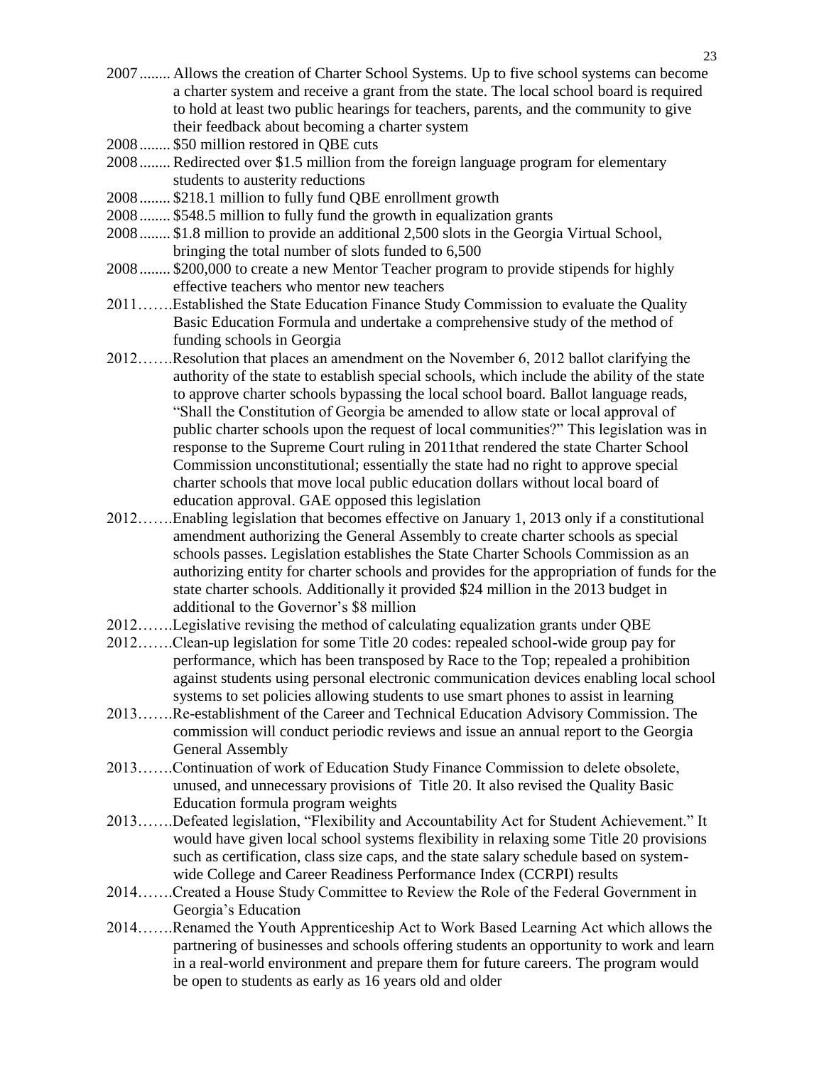2007........ Allows the creation of Charter School Systems. Up to five school systems can become a charter system and receive a grant from the state. The local school board is required to hold at least two public hearings for teachers, parents, and the community to give their feedback about becoming a charter system

2008........ $50 million restored in QBE cuts

2008........ Redirected over $1.5 million from the foreign language program for elementary students to austerity reductions

2008........ $218.1 million to fully fund QBE enrollment growth

2008........ $548.5 million to fully fund the growth in equalization grants

2008........ $1.8 million to provide an additional 2,500 slots in the Georgia Virtual School, bringing the total number of slots funded to 6,500

2008........ $200,000 to create a new Mentor Teacher program to provide stipends for highly effective teachers who mentor new teachers

2011…….Established the State Education Finance Study Commission to evaluate the Quality Basic Education Formula and undertake a comprehensive study of the method of funding schools in Georgia

2012…….Resolution that places an amendment on the November 6, 2012 ballot clarifying the authority of the state to establish special schools, which include the ability of the state to approve charter schools bypassing the local school board. Ballot language reads, "Shall the Constitution of Georgia be amended to allow state or local approval of public charter schools upon the request of local communities?" This legislation was in response to the Supreme Court ruling in 2011that rendered the state Charter School Commission unconstitutional; essentially the state had no right to approve special charter schools that move local public education dollars without local board of education approval. GAE opposed this legislation

2012…….Enabling legislation that becomes effective on January 1, 2013 only if a constitutional amendment authorizing the General Assembly to create charter schools as special schools passes. Legislation establishes the State Charter Schools Commission as an authorizing entity for charter schools and provides for the appropriation of funds for the state charter schools. Additionally it provided $24 million in the 2013 budget in additional to the Governor's $8 million

2012…….Legislative revising the method of calculating equalization grants under QBE

2012…….Clean-up legislation for some Title 20 codes: repealed school-wide group pay for performance, which has been transposed by Race to the Top; repealed a prohibition against students using personal electronic communication devices enabling local school systems to set policies allowing students to use smart phones to assist in learning

2013…….Re-establishment of the Career and Technical Education Advisory Commission. The commission will conduct periodic reviews and issue an annual report to the Georgia General Assembly

2013…….Continuation of work of Education Study Finance Commission to delete obsolete, unused, and unnecessary provisions of Title 20. It also revised the Quality Basic Education formula program weights

2013…….Defeated legislation, "Flexibility and Accountability Act for Student Achievement." It would have given local school systems flexibility in relaxing some Title 20 provisions such as certification, class size caps, and the state salary schedule based on system-wide College and Career Readiness Performance Index (CCRPI) results

2014…….Created a House Study Committee to Review the Role of the Federal Government in Georgia's Education

2014…….Renamed the Youth Apprenticeship Act to Work Based Learning Act which allows the partnering of businesses and schools offering students an opportunity to work and learn in a real-world environment and prepare them for future careers. The program would be open to students as early as 16 years old and older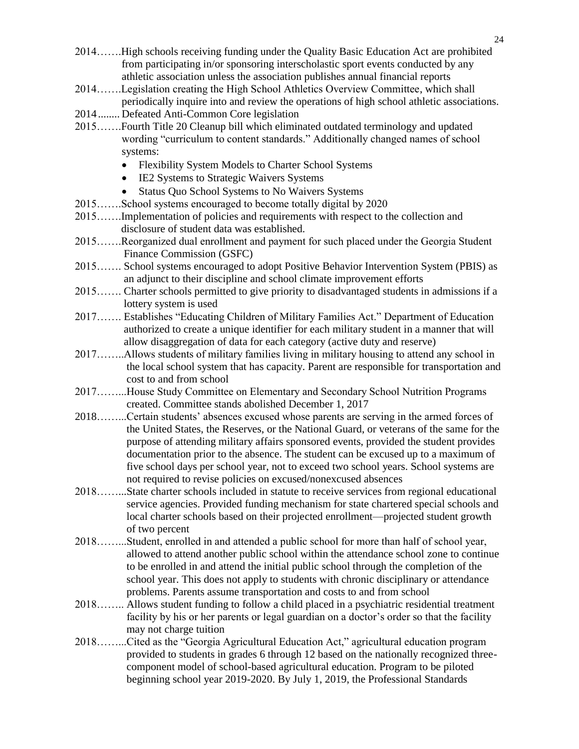2014…….High schools receiving funding under the Quality Basic Education Act are prohibited from participating in/or sponsoring interscholastic sport events conducted by any athletic association unless the association publishes annual financial reports

2014…….Legislation creating the High School Athletics Overview Committee, which shall periodically inquire into and review the operations of high school athletic associations.

2014........ Defeated Anti-Common Core legislation

2015…….Fourth Title 20 Cleanup bill which eliminated outdated terminology and updated wording "curriculum to content standards." Additionally changed names of school systems:

- Flexibility System Models to Charter School Systems
- IE2 Systems to Strategic Waivers Systems
- Status Quo School Systems to No Waivers Systems

2015…….School systems encouraged to become totally digital by 2020

2015…….Implementation of policies and requirements with respect to the collection and disclosure of student data was established.

2015…….Reorganized dual enrollment and payment for such placed under the Georgia Student Finance Commission (GSFC)

2015……. School systems encouraged to adopt Positive Behavior Intervention System (PBIS) as an adjunct to their discipline and school climate improvement efforts

2015……. Charter schools permitted to give priority to disadvantaged students in admissions if a lottery system is used

2017……. Establishes "Educating Children of Military Families Act." Department of Education authorized to create a unique identifier for each military student in a manner that will allow disaggregation of data for each category (active duty and reserve)

2017……..Allows students of military families living in military housing to attend any school in the local school system that has capacity. Parent are responsible for transportation and cost to and from school

2017……...House Study Committee on Elementary and Secondary School Nutrition Programs created. Committee stands abolished December 1, 2017

2018……...Certain students' absences excused whose parents are serving in the armed forces of the United States, the Reserves, or the National Guard, or veterans of the same for the purpose of attending military affairs sponsored events, provided the student provides documentation prior to the absence. The student can be excused up to a maximum of five school days per school year, not to exceed two school years. School systems are not required to revise policies on excused/nonexcused absences

2018……...State charter schools included in statute to receive services from regional educational service agencies. Provided funding mechanism for state chartered special schools and local charter schools based on their projected enrollment—projected student growth of two percent

2018……...Student, enrolled in and attended a public school for more than half of school year, allowed to attend another public school within the attendance school zone to continue to be enrolled in and attend the initial public school through the completion of the school year. This does not apply to students with chronic disciplinary or attendance problems. Parents assume transportation and costs to and from school

2018…….. Allows student funding to follow a child placed in a psychiatric residential treatment facility by his or her parents or legal guardian on a doctor's order so that the facility may not charge tuition

2018……...Cited as the "Georgia Agricultural Education Act," agricultural education program provided to students in grades 6 through 12 based on the nationally recognized three-component model of school-based agricultural education. Program to be piloted beginning school year 2019-2020. By July 1, 2019, the Professional Standards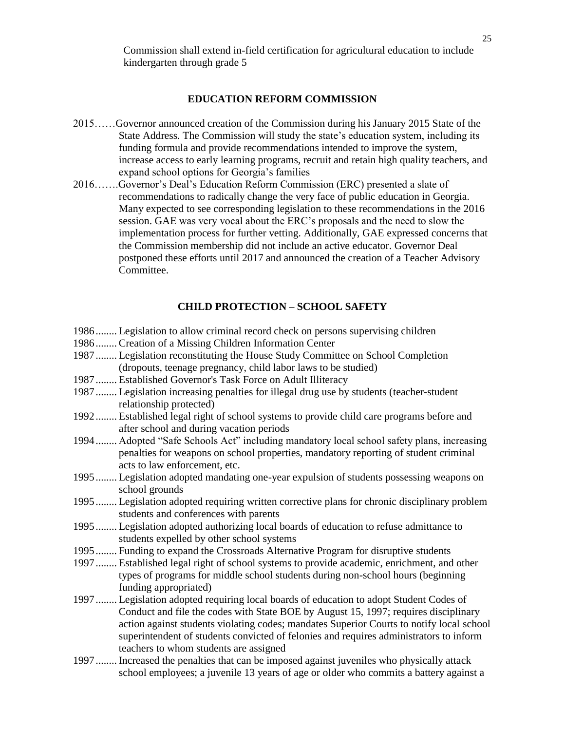Commission shall extend in-field certification for agricultural education to include kindergarten through grade 5

## EDUCATION REFORM COMMISSION

2015……Governor announced creation of the Commission during his January 2015 State of the State Address. The Commission will study the state's education system, including its funding formula and provide recommendations intended to improve the system, increase access to early learning programs, recruit and retain high quality teachers, and expand school options for Georgia's families

2016…….Governor's Deal's Education Reform Commission (ERC) presented a slate of recommendations to radically change the very face of public education in Georgia. Many expected to see corresponding legislation to these recommendations in the 2016 session. GAE was very vocal about the ERC's proposals and the need to slow the implementation process for further vetting. Additionally, GAE expressed concerns that the Commission membership did not include an active educator. Governor Deal postponed these efforts until 2017 and announced the creation of a Teacher Advisory Committee.

## CHILD PROTECTION – SCHOOL SAFETY

1986........ Legislation to allow criminal record check on persons supervising children

1986........ Creation of a Missing Children Information Center

1987........ Legislation reconstituting the House Study Committee on School Completion (dropouts, teenage pregnancy, child labor laws to be studied)

1987........ Established Governor's Task Force on Adult Illiteracy

1987........ Legislation increasing penalties for illegal drug use by students (teacher-student relationship protected)

1992........ Established legal right of school systems to provide child care programs before and after school and during vacation periods

1994........ Adopted "Safe Schools Act" including mandatory local school safety plans, increasing penalties for weapons on school properties, mandatory reporting of student criminal acts to law enforcement, etc.

1995........ Legislation adopted mandating one-year expulsion of students possessing weapons on school grounds

1995........ Legislation adopted requiring written corrective plans for chronic disciplinary problem students and conferences with parents

1995........ Legislation adopted authorizing local boards of education to refuse admittance to students expelled by other school systems

1995........ Funding to expand the Crossroads Alternative Program for disruptive students

1997........ Established legal right of school systems to provide academic, enrichment, and other types of programs for middle school students during non-school hours (beginning funding appropriated)

1997........ Legislation adopted requiring local boards of education to adopt Student Codes of Conduct and file the codes with State BOE by August 15, 1997; requires disciplinary action against students violating codes; mandates Superior Courts to notify local school superintendent of students convicted of felonies and requires administrators to inform teachers to whom students are assigned

1997........ Increased the penalties that can be imposed against juveniles who physically attack school employees; a juvenile 13 years of age or older who commits a battery against a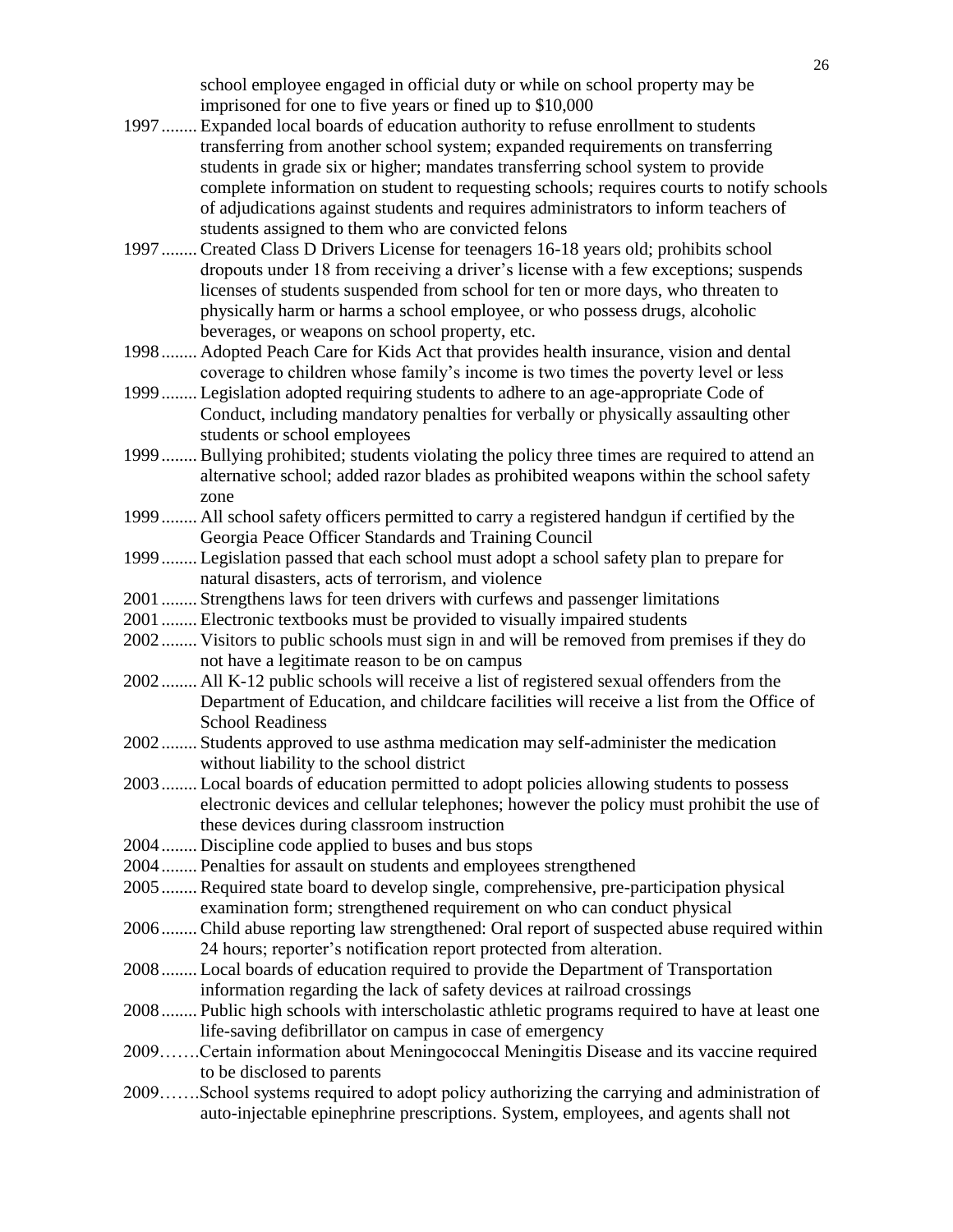school employee engaged in official duty or while on school property may be imprisoned for one to five years or fined up to $10,000

1997........ Expanded local boards of education authority to refuse enrollment to students transferring from another school system; expanded requirements on transferring students in grade six or higher; mandates transferring school system to provide complete information on student to requesting schools; requires courts to notify schools of adjudications against students and requires administrators to inform teachers of students assigned to them who are convicted felons

1997........ Created Class D Drivers License for teenagers 16-18 years old; prohibits school dropouts under 18 from receiving a driver's license with a few exceptions; suspends licenses of students suspended from school for ten or more days, who threaten to physically harm or harms a school employee, or who possess drugs, alcoholic beverages, or weapons on school property, etc.

1998........ Adopted Peach Care for Kids Act that provides health insurance, vision and dental coverage to children whose family's income is two times the poverty level or less

1999........ Legislation adopted requiring students to adhere to an age-appropriate Code of Conduct, including mandatory penalties for verbally or physically assaulting other students or school employees

1999........ Bullying prohibited; students violating the policy three times are required to attend an alternative school; added razor blades as prohibited weapons within the school safety zone

1999........ All school safety officers permitted to carry a registered handgun if certified by the Georgia Peace Officer Standards and Training Council

1999........ Legislation passed that each school must adopt a school safety plan to prepare for natural disasters, acts of terrorism, and violence

2001........ Strengthens laws for teen drivers with curfews and passenger limitations

2001........ Electronic textbooks must be provided to visually impaired students

2002........ Visitors to public schools must sign in and will be removed from premises if they do not have a legitimate reason to be on campus

2002........ All K-12 public schools will receive a list of registered sexual offenders from the Department of Education, and childcare facilities will receive a list from the Office of School Readiness

2002........ Students approved to use asthma medication may self-administer the medication without liability to the school district

2003........ Local boards of education permitted to adopt policies allowing students to possess electronic devices and cellular telephones; however the policy must prohibit the use of these devices during classroom instruction

2004........ Discipline code applied to buses and bus stops

2004........ Penalties for assault on students and employees strengthened

2005........ Required state board to develop single, comprehensive, pre-participation physical examination form; strengthened requirement on who can conduct physical

2006........ Child abuse reporting law strengthened: Oral report of suspected abuse required within 24 hours; reporter's notification report protected from alteration.

2008........ Local boards of education required to provide the Department of Transportation information regarding the lack of safety devices at railroad crossings

2008........ Public high schools with interscholastic athletic programs required to have at least one life-saving defibrillator on campus in case of emergency

2009…….Certain information about Meningococcal Meningitis Disease and its vaccine required to be disclosed to parents

2009…….School systems required to adopt policy authorizing the carrying and administration of auto-injectable epinephrine prescriptions. System, employees, and agents shall not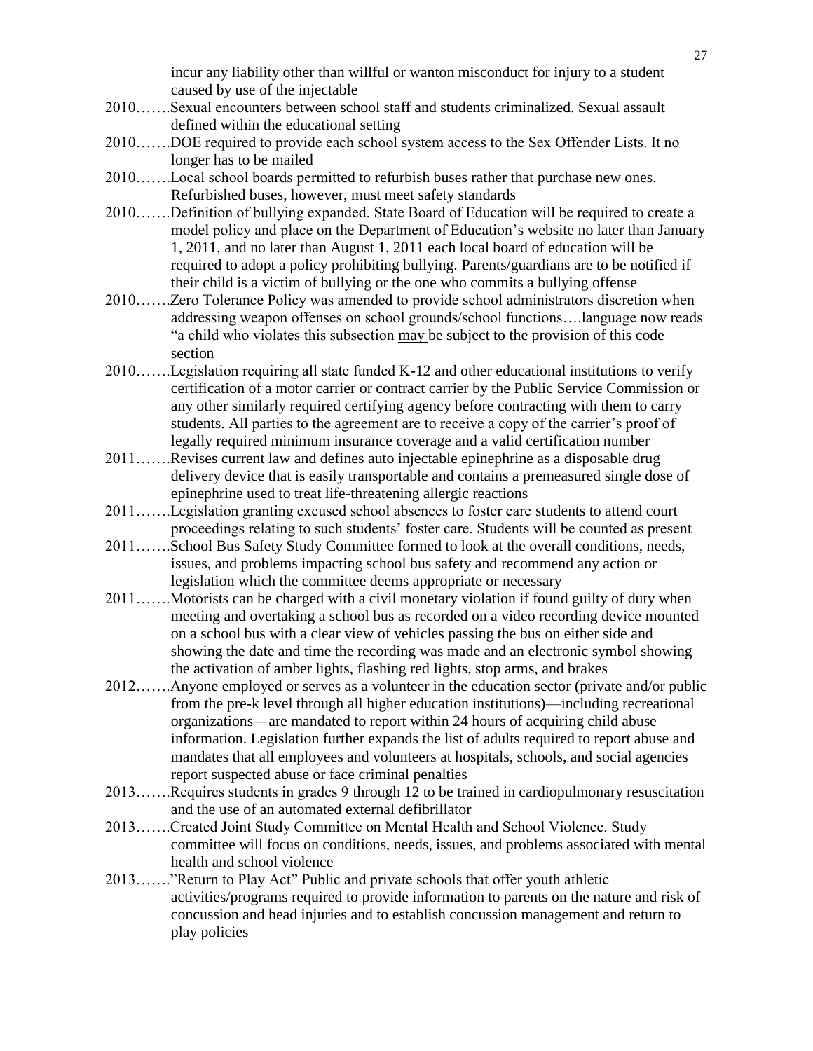incur any liability other than willful or wanton misconduct for injury to a student caused by use of the injectable

2010…….Sexual encounters between school staff and students criminalized. Sexual assault defined within the educational setting

2010…….DOE required to provide each school system access to the Sex Offender Lists. It no longer has to be mailed

2010…….Local school boards permitted to refurbish buses rather that purchase new ones. Refurbished buses, however, must meet safety standards

2010…….Definition of bullying expanded. State Board of Education will be required to create a model policy and place on the Department of Education's website no later than January 1, 2011, and no later than August 1, 2011 each local board of education will be required to adopt a policy prohibiting bullying. Parents/guardians are to be notified if their child is a victim of bullying or the one who commits a bullying offense

2010…….Zero Tolerance Policy was amended to provide school administrators discretion when addressing weapon offenses on school grounds/school functions….language now reads "a child who violates this subsection <u>may</u> be subject to the provision of this code section

2010…….Legislation requiring all state funded K-12 and other educational institutions to verify certification of a motor carrier or contract carrier by the Public Service Commission or any other similarly required certifying agency before contracting with them to carry students. All parties to the agreement are to receive a copy of the carrier's proof of legally required minimum insurance coverage and a valid certification number

2011…….Revises current law and defines auto injectable epinephrine as a disposable drug delivery device that is easily transportable and contains a premeasured single dose of epinephrine used to treat life-threatening allergic reactions

2011…….Legislation granting excused school absences to foster care students to attend court proceedings relating to such students' foster care. Students will be counted as present

2011…….School Bus Safety Study Committee formed to look at the overall conditions, needs, issues, and problems impacting school bus safety and recommend any action or legislation which the committee deems appropriate or necessary

2011…….Motorists can be charged with a civil monetary violation if found guilty of duty when meeting and overtaking a school bus as recorded on a video recording device mounted on a school bus with a clear view of vehicles passing the bus on either side and showing the date and time the recording was made and an electronic symbol showing the activation of amber lights, flashing red lights, stop arms, and brakes

2012…….Anyone employed or serves as a volunteer in the education sector (private and/or public from the pre-k level through all higher education institutions)—including recreational organizations—are mandated to report within 24 hours of acquiring child abuse information. Legislation further expands the list of adults required to report abuse and mandates that all employees and volunteers at hospitals, schools, and social agencies report suspected abuse or face criminal penalties

2013…….Requires students in grades 9 through 12 to be trained in cardiopulmonary resuscitation and the use of an automated external defibrillator

2013…….Created Joint Study Committee on Mental Health and School Violence. Study committee will focus on conditions, needs, issues, and problems associated with mental health and school violence

2013……."Return to Play Act" Public and private schools that offer youth athletic activities/programs required to provide information to parents on the nature and risk of concussion and head injuries and to establish concussion management and return to play policies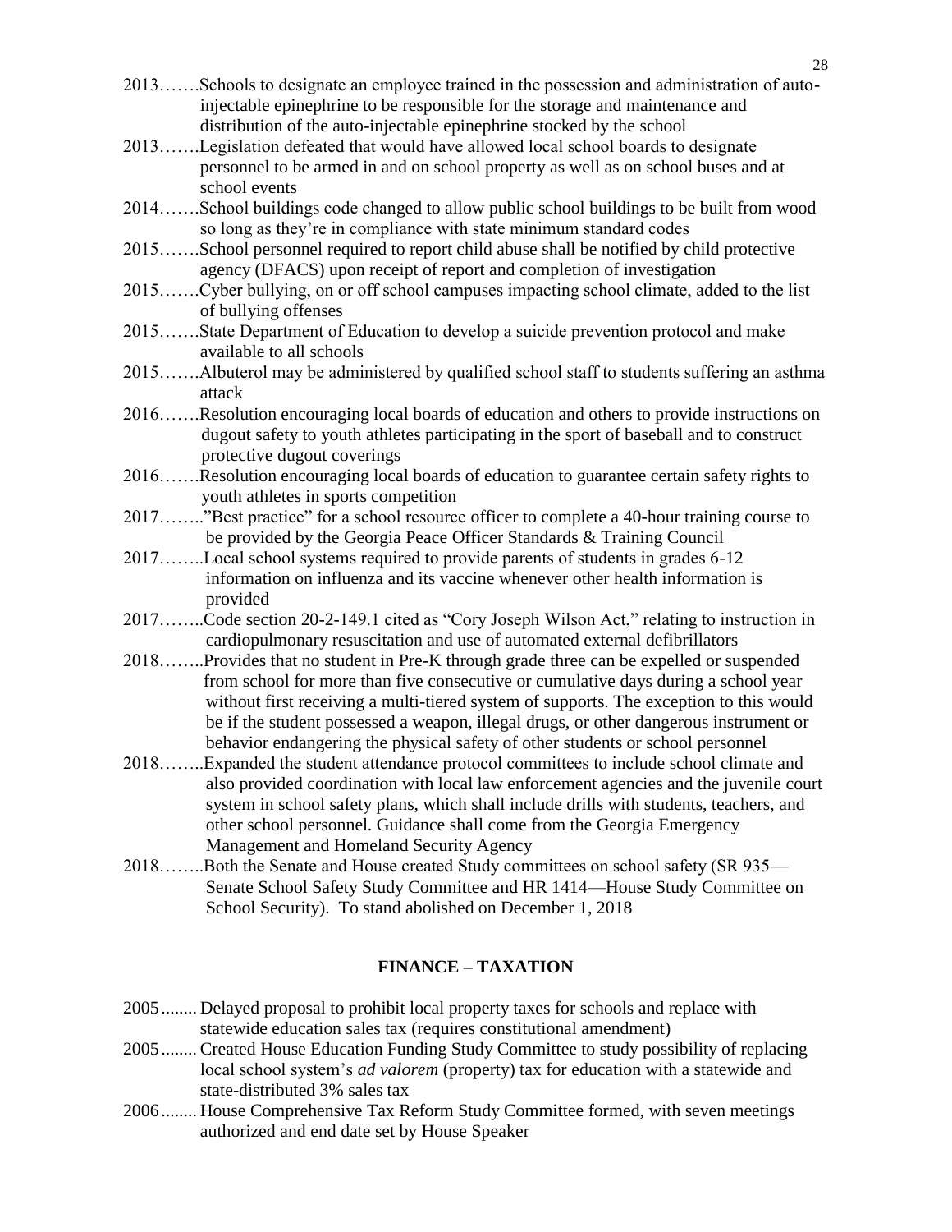2013…….Schools to designate an employee trained in the possession and administration of auto-injectable epinephrine to be responsible for the storage and maintenance and distribution of the auto-injectable epinephrine stocked by the school

2013…….Legislation defeated that would have allowed local school boards to designate personnel to be armed in and on school property as well as on school buses and at school events

2014…….School buildings code changed to allow public school buildings to be built from wood so long as they're in compliance with state minimum standard codes

2015…….School personnel required to report child abuse shall be notified by child protective agency (DFACS) upon receipt of report and completion of investigation

2015…….Cyber bullying, on or off school campuses impacting school climate, added to the list of bullying offenses

2015…….State Department of Education to develop a suicide prevention protocol and make available to all schools

2015…….Albuterol may be administered by qualified school staff to students suffering an asthma attack

2016…….Resolution encouraging local boards of education and others to provide instructions on dugout safety to youth athletes participating in the sport of baseball and to construct protective dugout coverings

2016…….Resolution encouraging local boards of education to guarantee certain safety rights to youth athletes in sports competition

2017……..”Best practice” for a school resource officer to complete a 40-hour training course to be provided by the Georgia Peace Officer Standards & Training Council

2017……..Local school systems required to provide parents of students in grades 6-12 information on influenza and its vaccine whenever other health information is provided

2017……..Code section 20-2-149.1 cited as “Cory Joseph Wilson Act,” relating to instruction in cardiopulmonary resuscitation and use of automated external defibrillators

2018……..Provides that no student in Pre-K through grade three can be expelled or suspended from school for more than five consecutive or cumulative days during a school year without first receiving a multi-tiered system of supports. The exception to this would be if the student possessed a weapon, illegal drugs, or other dangerous instrument or behavior endangering the physical safety of other students or school personnel

2018……..Expanded the student attendance protocol committees to include school climate and also provided coordination with local law enforcement agencies and the juvenile court system in school safety plans, which shall include drills with students, teachers, and other school personnel. Guidance shall come from the Georgia Emergency Management and Homeland Security Agency

2018……..Both the Senate and House created Study committees on school safety (SR 935—Senate School Safety Study Committee and HR 1414—House Study Committee on School Security). To stand abolished on December 1, 2018

## FINANCE – TAXATION

2005........ Delayed proposal to prohibit local property taxes for schools and replace with statewide education sales tax (requires constitutional amendment)

2005........ Created House Education Funding Study Committee to study possibility of replacing local school system's *ad valorem* (property) tax for education with a statewide and state-distributed 3% sales tax

2006........ House Comprehensive Tax Reform Study Committee formed, with seven meetings authorized and end date set by House Speaker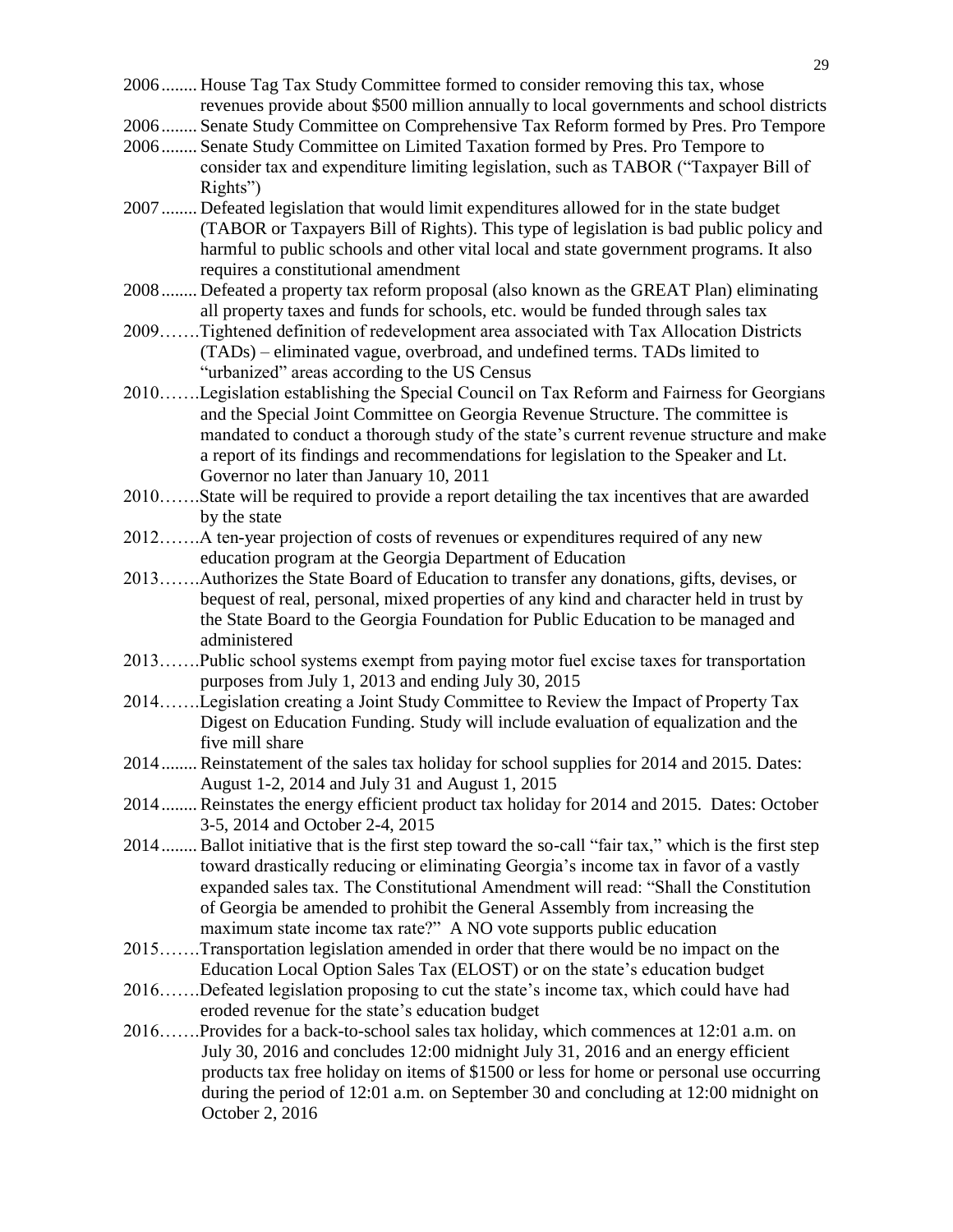2006........ House Tag Tax Study Committee formed to consider removing this tax, whose revenues provide about $500 million annually to local governments and school districts

2006........ Senate Study Committee on Comprehensive Tax Reform formed by Pres. Pro Tempore

2006........ Senate Study Committee on Limited Taxation formed by Pres. Pro Tempore to consider tax and expenditure limiting legislation, such as TABOR ("Taxpayer Bill of Rights")

2007........ Defeated legislation that would limit expenditures allowed for in the state budget (TABOR or Taxpayers Bill of Rights). This type of legislation is bad public policy and harmful to public schools and other vital local and state government programs. It also requires a constitutional amendment

2008........ Defeated a property tax reform proposal (also known as the GREAT Plan) eliminating all property taxes and funds for schools, etc. would be funded through sales tax

2009…….Tightened definition of redevelopment area associated with Tax Allocation Districts (TADs) – eliminated vague, overbroad, and undefined terms. TADs limited to "urbanized" areas according to the US Census

2010…….Legislation establishing the Special Council on Tax Reform and Fairness for Georgians and the Special Joint Committee on Georgia Revenue Structure. The committee is mandated to conduct a thorough study of the state's current revenue structure and make a report of its findings and recommendations for legislation to the Speaker and Lt. Governor no later than January 10, 2011

2010…….State will be required to provide a report detailing the tax incentives that are awarded by the state

2012…….A ten-year projection of costs of revenues or expenditures required of any new education program at the Georgia Department of Education

2013…….Authorizes the State Board of Education to transfer any donations, gifts, devises, or bequest of real, personal, mixed properties of any kind and character held in trust by the State Board to the Georgia Foundation for Public Education to be managed and administered

2013…….Public school systems exempt from paying motor fuel excise taxes for transportation purposes from July 1, 2013 and ending July 30, 2015

2014…….Legislation creating a Joint Study Committee to Review the Impact of Property Tax Digest on Education Funding. Study will include evaluation of equalization and the five mill share

2014........ Reinstatement of the sales tax holiday for school supplies for 2014 and 2015. Dates: August 1-2, 2014 and July 31 and August 1, 2015

2014........ Reinstates the energy efficient product tax holiday for 2014 and 2015. Dates: October 3-5, 2014 and October 2-4, 2015

2014........ Ballot initiative that is the first step toward the so-call "fair tax," which is the first step toward drastically reducing or eliminating Georgia's income tax in favor of a vastly expanded sales tax. The Constitutional Amendment will read: "Shall the Constitution of Georgia be amended to prohibit the General Assembly from increasing the maximum state income tax rate?" A NO vote supports public education

2015…….Transportation legislation amended in order that there would be no impact on the Education Local Option Sales Tax (ELOST) or on the state's education budget

2016…….Defeated legislation proposing to cut the state's income tax, which could have had eroded revenue for the state's education budget

2016…….Provides for a back-to-school sales tax holiday, which commences at 12:01 a.m. on July 30, 2016 and concludes 12:00 midnight July 31, 2016 and an energy efficient products tax free holiday on items of $1500 or less for home or personal use occurring during the period of 12:01 a.m. on September 30 and concluding at 12:00 midnight on October 2, 2016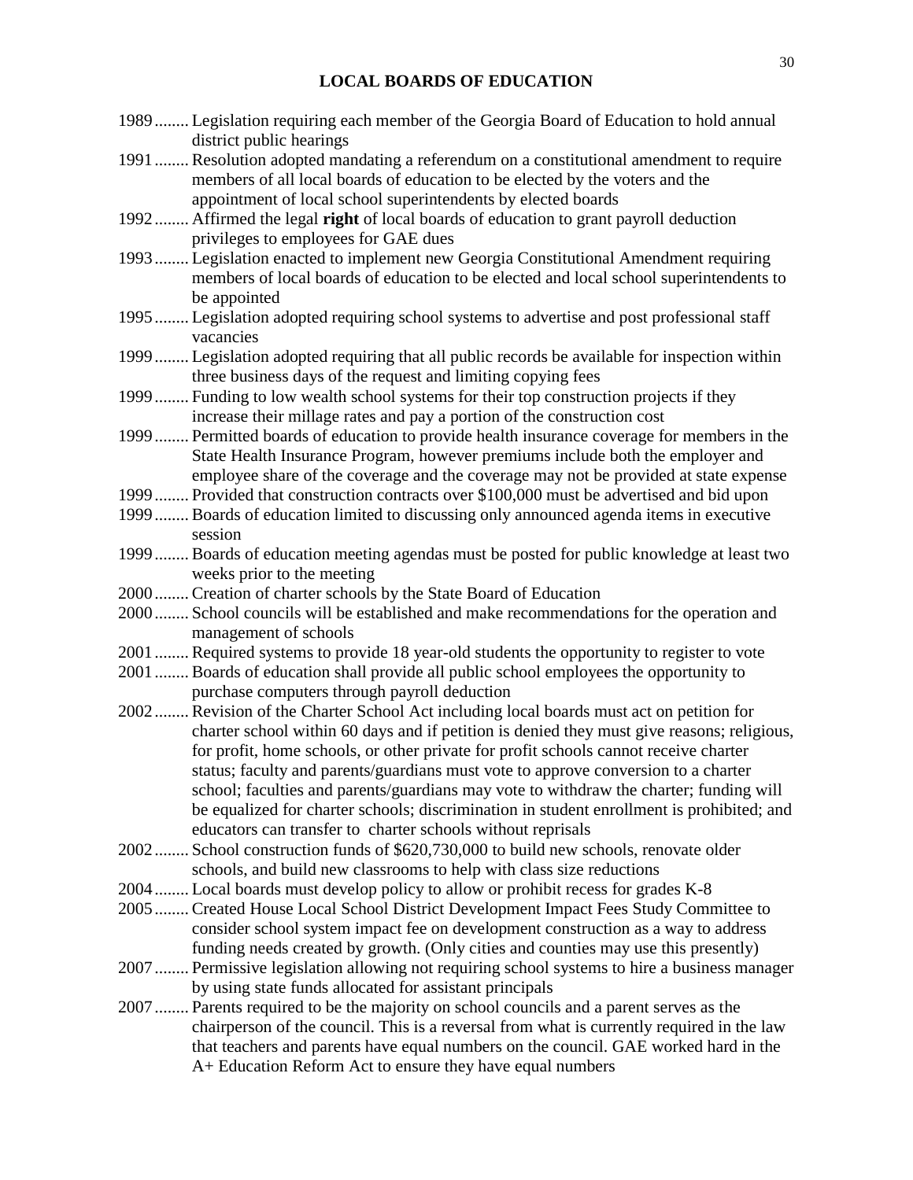## LOCAL BOARDS OF EDUCATION

1989........ Legislation requiring each member of the Georgia Board of Education to hold annual district public hearings

1991........ Resolution adopted mandating a referendum on a constitutional amendment to require members of all local boards of education to be elected by the voters and the appointment of local school superintendents by elected boards

1992........ Affirmed the legal **right** of local boards of education to grant payroll deduction privileges to employees for GAE dues

1993........ Legislation enacted to implement new Georgia Constitutional Amendment requiring members of local boards of education to be elected and local school superintendents to be appointed

1995........ Legislation adopted requiring school systems to advertise and post professional staff vacancies

1999........ Legislation adopted requiring that all public records be available for inspection within three business days of the request and limiting copying fees

1999........ Funding to low wealth school systems for their top construction projects if they increase their millage rates and pay a portion of the construction cost

1999........ Permitted boards of education to provide health insurance coverage for members in the State Health Insurance Program, however premiums include both the employer and employee share of the coverage and the coverage may not be provided at state expense

1999........ Provided that construction contracts over $100,000 must be advertised and bid upon

1999........ Boards of education limited to discussing only announced agenda items in executive session

1999........ Boards of education meeting agendas must be posted for public knowledge at least two weeks prior to the meeting

2000........ Creation of charter schools by the State Board of Education

2000........ School councils will be established and make recommendations for the operation and management of schools

2001........ Required systems to provide 18 year-old students the opportunity to register to vote

2001........ Boards of education shall provide all public school employees the opportunity to purchase computers through payroll deduction

2002........ Revision of the Charter School Act including local boards must act on petition for charter school within 60 days and if petition is denied they must give reasons; religious, for profit, home schools, or other private for profit schools cannot receive charter status; faculty and parents/guardians must vote to approve conversion to a charter school; faculties and parents/guardians may vote to withdraw the charter; funding will be equalized for charter schools; discrimination in student enrollment is prohibited; and educators can transfer to charter schools without reprisals

2002........ School construction funds of $620,730,000 to build new schools, renovate older schools, and build new classrooms to help with class size reductions

2004........ Local boards must develop policy to allow or prohibit recess for grades K-8

2005........ Created House Local School District Development Impact Fees Study Committee to consider school system impact fee on development construction as a way to address funding needs created by growth. (Only cities and counties may use this presently)

2007........ Permissive legislation allowing not requiring school systems to hire a business manager by using state funds allocated for assistant principals

2007........ Parents required to be the majority on school councils and a parent serves as the chairperson of the council. This is a reversal from what is currently required in the law that teachers and parents have equal numbers on the council. GAE worked hard in the A+ Education Reform Act to ensure they have equal numbers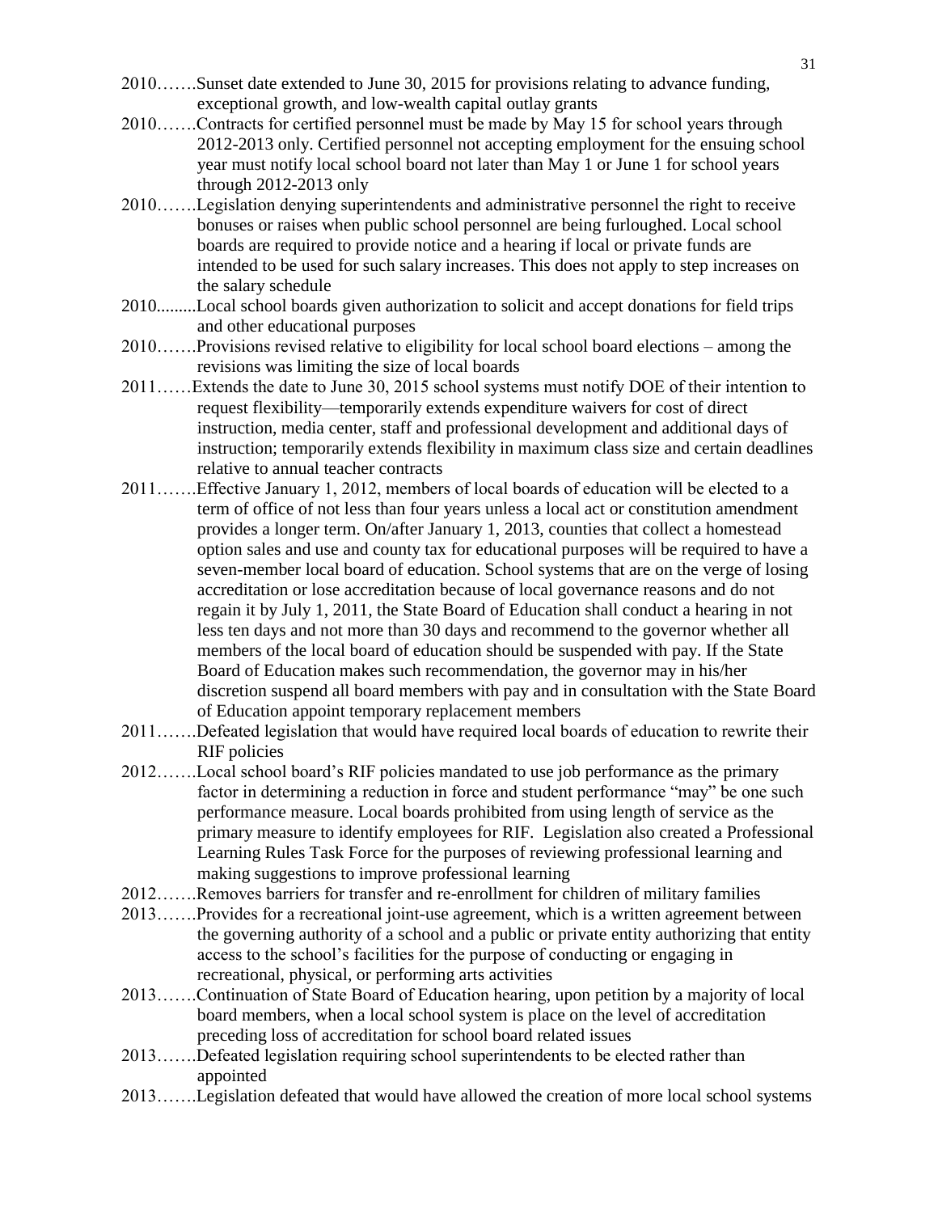2010…….Sunset date extended to June 30, 2015 for provisions relating to advance funding, exceptional growth, and low-wealth capital outlay grants

2010…….Contracts for certified personnel must be made by May 15 for school years through 2012-2013 only. Certified personnel not accepting employment for the ensuing school year must notify local school board not later than May 1 or June 1 for school years through 2012-2013 only

2010…….Legislation denying superintendents and administrative personnel the right to receive bonuses or raises when public school personnel are being furloughed. Local school boards are required to provide notice and a hearing if local or private funds are intended to be used for such salary increases. This does not apply to step increases on the salary schedule

2010.........Local school boards given authorization to solicit and accept donations for field trips and other educational purposes

2010…….Provisions revised relative to eligibility for local school board elections – among the revisions was limiting the size of local boards

2011……Extends the date to June 30, 2015 school systems must notify DOE of their intention to request flexibility—temporarily extends expenditure waivers for cost of direct instruction, media center, staff and professional development and additional days of instruction; temporarily extends flexibility in maximum class size and certain deadlines relative to annual teacher contracts

2011…….Effective January 1, 2012, members of local boards of education will be elected to a term of office of not less than four years unless a local act or constitution amendment provides a longer term. On/after January 1, 2013, counties that collect a homestead option sales and use and county tax for educational purposes will be required to have a seven-member local board of education. School systems that are on the verge of losing accreditation or lose accreditation because of local governance reasons and do not regain it by July 1, 2011, the State Board of Education shall conduct a hearing in not less ten days and not more than 30 days and recommend to the governor whether all members of the local board of education should be suspended with pay. If the State Board of Education makes such recommendation, the governor may in his/her discretion suspend all board members with pay and in consultation with the State Board of Education appoint temporary replacement members

2011…….Defeated legislation that would have required local boards of education to rewrite their RIF policies

2012…….Local school board's RIF policies mandated to use job performance as the primary factor in determining a reduction in force and student performance "may" be one such performance measure. Local boards prohibited from using length of service as the primary measure to identify employees for RIF. Legislation also created a Professional Learning Rules Task Force for the purposes of reviewing professional learning and making suggestions to improve professional learning

2012…….Removes barriers for transfer and re-enrollment for children of military families

2013…….Provides for a recreational joint-use agreement, which is a written agreement between the governing authority of a school and a public or private entity authorizing that entity access to the school's facilities for the purpose of conducting or engaging in recreational, physical, or performing arts activities

2013…….Continuation of State Board of Education hearing, upon petition by a majority of local board members, when a local school system is place on the level of accreditation preceding loss of accreditation for school board related issues

2013…….Defeated legislation requiring school superintendents to be elected rather than appointed

2013…….Legislation defeated that would have allowed the creation of more local school systems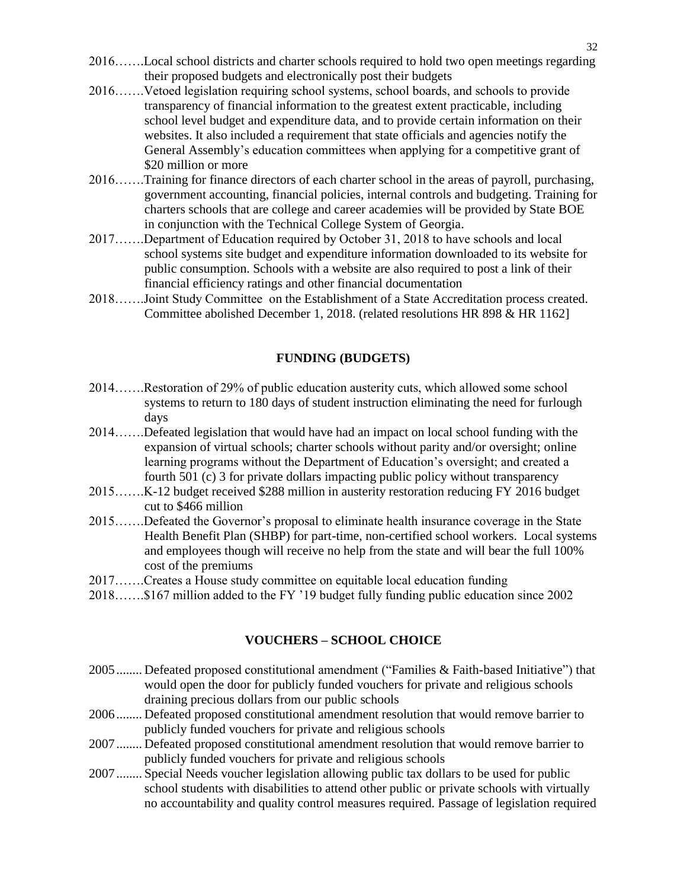2016…….Local school districts and charter schools required to hold two open meetings regarding their proposed budgets and electronically post their budgets

2016…….Vetoed legislation requiring school systems, school boards, and schools to provide transparency of financial information to the greatest extent practicable, including school level budget and expenditure data, and to provide certain information on their websites. It also included a requirement that state officials and agencies notify the General Assembly's education committees when applying for a competitive grant of $20 million or more

2016…….Training for finance directors of each charter school in the areas of payroll, purchasing, government accounting, financial policies, internal controls and budgeting. Training for charters schools that are college and career academies will be provided by State BOE in conjunction with the Technical College System of Georgia.

2017…….Department of Education required by October 31, 2018 to have schools and local school systems site budget and expenditure information downloaded to its website for public consumption. Schools with a website are also required to post a link of their financial efficiency ratings and other financial documentation

2018…….Joint Study Committee on the Establishment of a State Accreditation process created. Committee abolished December 1, 2018. (related resolutions HR 898 & HR 1162]

## FUNDING (BUDGETS)

2014…….Restoration of 29% of public education austerity cuts, which allowed some school systems to return to 180 days of student instruction eliminating the need for furlough days

2014…….Defeated legislation that would have had an impact on local school funding with the expansion of virtual schools; charter schools without parity and/or oversight; online learning programs without the Department of Education's oversight; and created a fourth 501 (c) 3 for private dollars impacting public policy without transparency

2015…….K-12 budget received $288 million in austerity restoration reducing FY 2016 budget cut to $466 million

2015…….Defeated the Governor's proposal to eliminate health insurance coverage in the State Health Benefit Plan (SHBP) for part-time, non-certified school workers. Local systems and employees though will receive no help from the state and will bear the full 100% cost of the premiums

2017…….Creates a House study committee on equitable local education funding

2018…….$167 million added to the FY '19 budget fully funding public education since 2002

## VOUCHERS – SCHOOL CHOICE

2005........ Defeated proposed constitutional amendment ("Families & Faith-based Initiative") that would open the door for publicly funded vouchers for private and religious schools draining precious dollars from our public schools

2006........ Defeated proposed constitutional amendment resolution that would remove barrier to publicly funded vouchers for private and religious schools

2007........ Defeated proposed constitutional amendment resolution that would remove barrier to publicly funded vouchers for private and religious schools

2007........ Special Needs voucher legislation allowing public tax dollars to be used for public school students with disabilities to attend other public or private schools with virtually no accountability and quality control measures required. Passage of legislation required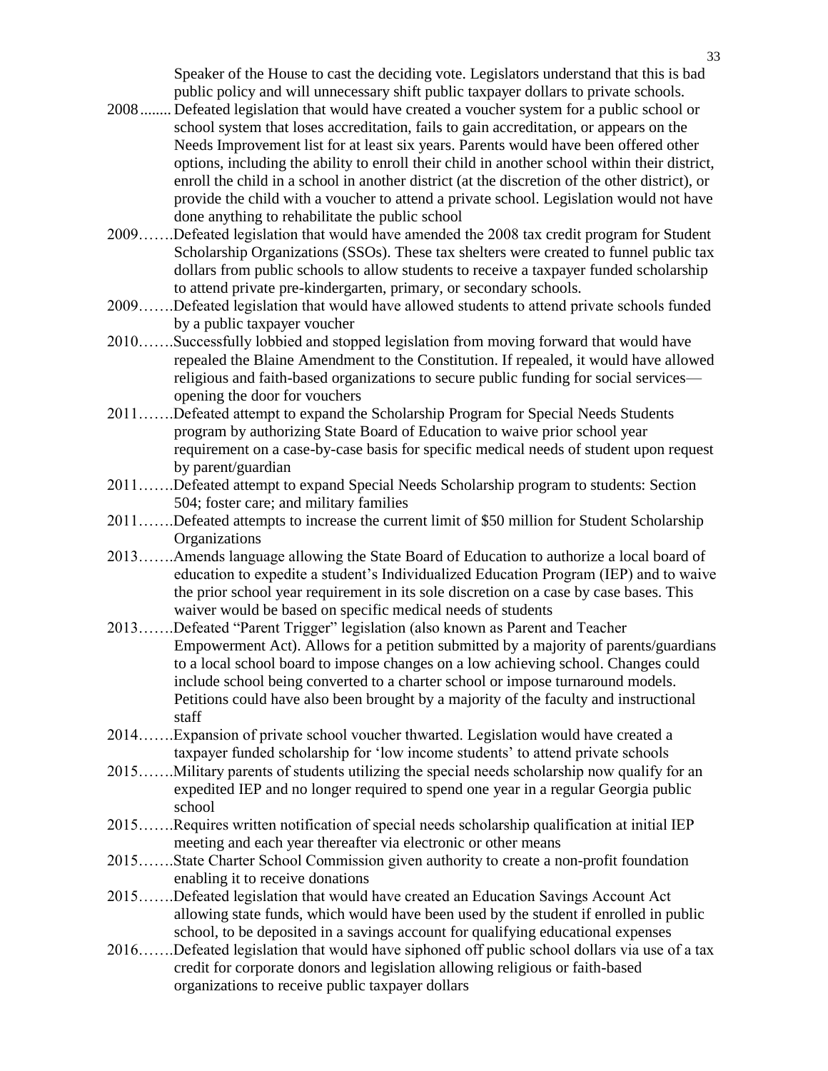Speaker of the House to cast the deciding vote. Legislators understand that this is bad public policy and will unnecessary shift public taxpayer dollars to private schools.

2008........ Defeated legislation that would have created a voucher system for a public school or school system that loses accreditation, fails to gain accreditation, or appears on the Needs Improvement list for at least six years. Parents would have been offered other options, including the ability to enroll their child in another school within their district, enroll the child in a school in another district (at the discretion of the other district), or provide the child with a voucher to attend a private school. Legislation would not have done anything to rehabilitate the public school

2009…….Defeated legislation that would have amended the 2008 tax credit program for Student Scholarship Organizations (SSOs). These tax shelters were created to funnel public tax dollars from public schools to allow students to receive a taxpayer funded scholarship to attend private pre-kindergarten, primary, or secondary schools.

2009…….Defeated legislation that would have allowed students to attend private schools funded by a public taxpayer voucher

2010…….Successfully lobbied and stopped legislation from moving forward that would have repealed the Blaine Amendment to the Constitution. If repealed, it would have allowed religious and faith-based organizations to secure public funding for social services—opening the door for vouchers

2011…….Defeated attempt to expand the Scholarship Program for Special Needs Students program by authorizing State Board of Education to waive prior school year requirement on a case-by-case basis for specific medical needs of student upon request by parent/guardian

2011…….Defeated attempt to expand Special Needs Scholarship program to students: Section 504; foster care; and military families

2011…….Defeated attempts to increase the current limit of $50 million for Student Scholarship Organizations

2013…….Amends language allowing the State Board of Education to authorize a local board of education to expedite a student's Individualized Education Program (IEP) and to waive the prior school year requirement in its sole discretion on a case by case bases. This waiver would be based on specific medical needs of students

2013…….Defeated "Parent Trigger" legislation (also known as Parent and Teacher Empowerment Act). Allows for a petition submitted by a majority of parents/guardians to a local school board to impose changes on a low achieving school. Changes could include school being converted to a charter school or impose turnaround models. Petitions could have also been brought by a majority of the faculty and instructional staff

2014…….Expansion of private school voucher thwarted. Legislation would have created a taxpayer funded scholarship for 'low income students' to attend private schools

2015…….Military parents of students utilizing the special needs scholarship now qualify for an expedited IEP and no longer required to spend one year in a regular Georgia public school

2015…….Requires written notification of special needs scholarship qualification at initial IEP meeting and each year thereafter via electronic or other means

2015…….State Charter School Commission given authority to create a non-profit foundation enabling it to receive donations

2015…….Defeated legislation that would have created an Education Savings Account Act allowing state funds, which would have been used by the student if enrolled in public school, to be deposited in a savings account for qualifying educational expenses

2016…….Defeated legislation that would have siphoned off public school dollars via use of a tax credit for corporate donors and legislation allowing religious or faith-based organizations to receive public taxpayer dollars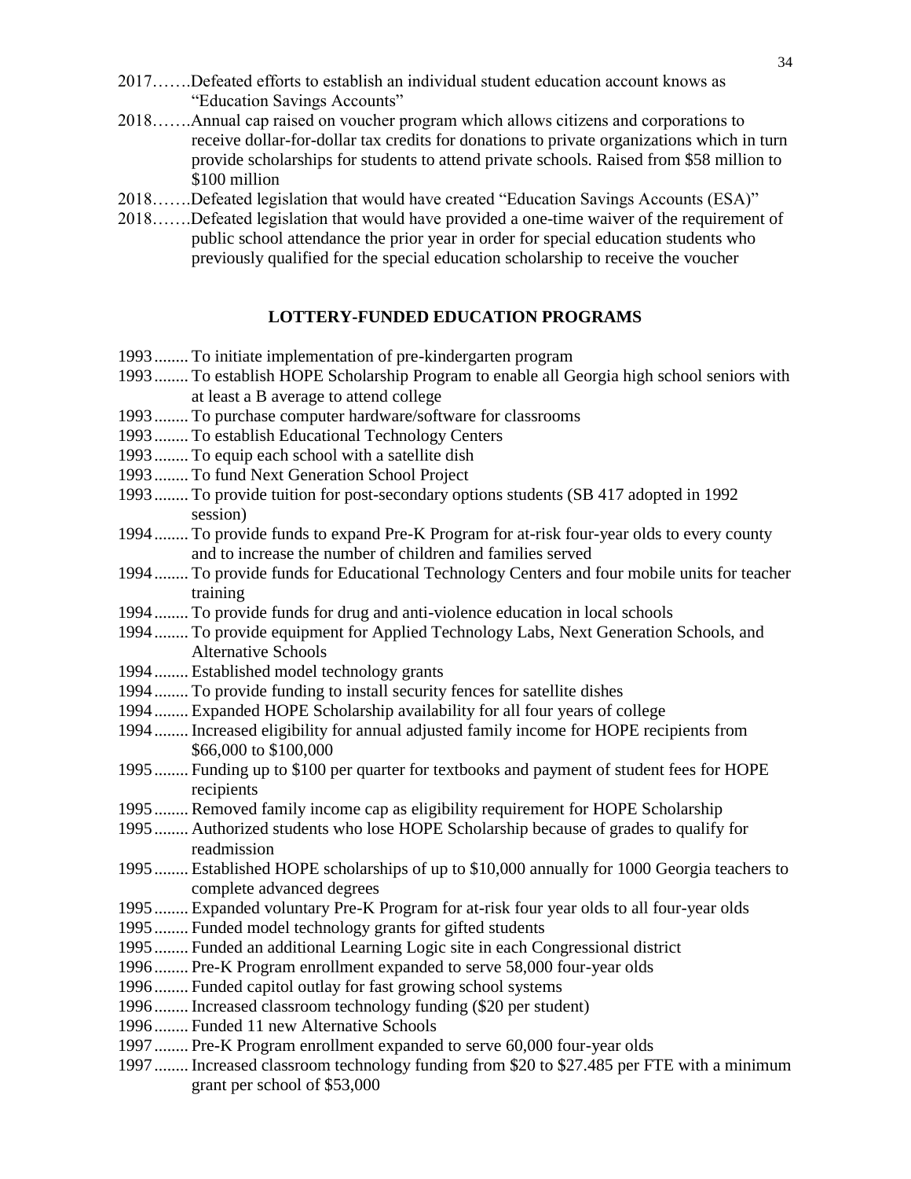2017…….Defeated efforts to establish an individual student education account knows as "Education Savings Accounts"

2018…….Annual cap raised on voucher program which allows citizens and corporations to receive dollar-for-dollar tax credits for donations to private organizations which in turn provide scholarships for students to attend private schools. Raised from $58 million to $100 million

2018…….Defeated legislation that would have created "Education Savings Accounts (ESA)"

2018…….Defeated legislation that would have provided a one-time waiver of the requirement of public school attendance the prior year in order for special education students who previously qualified for the special education scholarship to receive the voucher

## LOTTERY-FUNDED EDUCATION PROGRAMS

1993........ To initiate implementation of pre-kindergarten program

1993........ To establish HOPE Scholarship Program to enable all Georgia high school seniors with at least a B average to attend college

1993........ To purchase computer hardware/software for classrooms

1993........ To establish Educational Technology Centers

1993........ To equip each school with a satellite dish

1993........ To fund Next Generation School Project

1993........ To provide tuition for post-secondary options students (SB 417 adopted in 1992 session)

1994........ To provide funds to expand Pre-K Program for at-risk four-year olds to every county and to increase the number of children and families served

1994........ To provide funds for Educational Technology Centers and four mobile units for teacher training

1994........ To provide funds for drug and anti-violence education in local schools

1994........ To provide equipment for Applied Technology Labs, Next Generation Schools, and Alternative Schools

1994........ Established model technology grants

1994........ To provide funding to install security fences for satellite dishes

1994........ Expanded HOPE Scholarship availability for all four years of college

1994........ Increased eligibility for annual adjusted family income for HOPE recipients from $66,000 to $100,000

1995........ Funding up to $100 per quarter for textbooks and payment of student fees for HOPE recipients

1995........ Removed family income cap as eligibility requirement for HOPE Scholarship

1995........ Authorized students who lose HOPE Scholarship because of grades to qualify for readmission

1995........ Established HOPE scholarships of up to $10,000 annually for 1000 Georgia teachers to complete advanced degrees

1995........ Expanded voluntary Pre-K Program for at-risk four year olds to all four-year olds

1995........ Funded model technology grants for gifted students

1995........ Funded an additional Learning Logic site in each Congressional district

1996........ Pre-K Program enrollment expanded to serve 58,000 four-year olds

1996........ Funded capitol outlay for fast growing school systems

1996........ Increased classroom technology funding ($20 per student)

1996........ Funded 11 new Alternative Schools

1997........ Pre-K Program enrollment expanded to serve 60,000 four-year olds

1997........ Increased classroom technology funding from $20 to $27.485 per FTE with a minimum grant per school of $53,000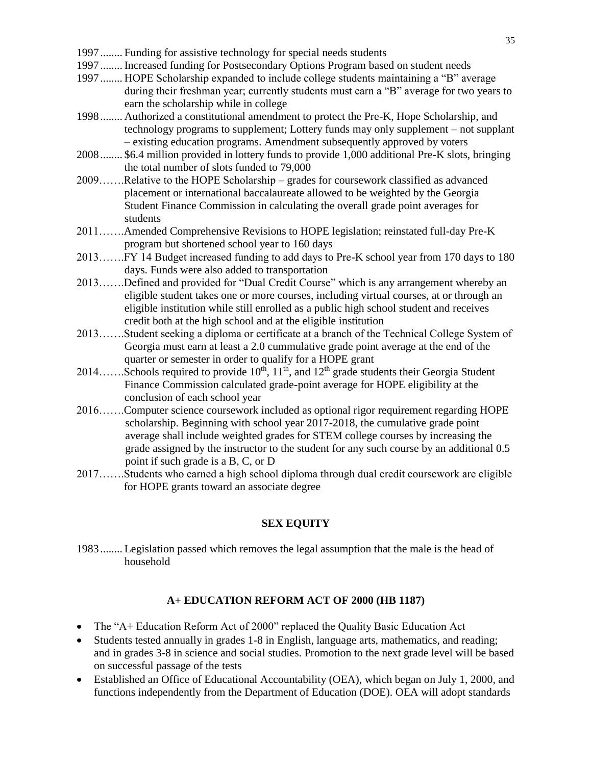1997........ Funding for assistive technology for special needs students

1997........ Increased funding for Postsecondary Options Program based on student needs

1997........ HOPE Scholarship expanded to include college students maintaining a "B" average during their freshman year; currently students must earn a "B" average for two years to earn the scholarship while in college

1998........ Authorized a constitutional amendment to protect the Pre-K, Hope Scholarship, and technology programs to supplement; Lottery funds may only supplement – not supplant – existing education programs. Amendment subsequently approved by voters

2008........ $6.4 million provided in lottery funds to provide 1,000 additional Pre-K slots, bringing the total number of slots funded to 79,000

2009…….Relative to the HOPE Scholarship – grades for coursework classified as advanced placement or international baccalaureate allowed to be weighted by the Georgia Student Finance Commission in calculating the overall grade point averages for students

2011…….Amended Comprehensive Revisions to HOPE legislation; reinstated full-day Pre-K program but shortened school year to 160 days

2013…….FY 14 Budget increased funding to add days to Pre-K school year from 170 days to 180 days. Funds were also added to transportation

2013…….Defined and provided for "Dual Credit Course" which is any arrangement whereby an eligible student takes one or more courses, including virtual courses, at or through an eligible institution while still enrolled as a public high school student and receives credit both at the high school and at the eligible institution

2013…….Student seeking a diploma or certificate at a branch of the Technical College System of Georgia must earn at least a 2.0 cummulative grade point average at the end of the quarter or semester in order to qualify for a HOPE grant

2014…….Schools required to provide 10th, 11th, and 12th grade students their Georgia Student Finance Commission calculated grade-point average for HOPE eligibility at the conclusion of each school year

2016…….Computer science coursework included as optional rigor requirement regarding HOPE scholarship. Beginning with school year 2017-2018, the cumulative grade point average shall include weighted grades for STEM college courses by increasing the grade assigned by the instructor to the student for any such course by an additional 0.5 point if such grade is a B, C, or D

2017…….Students who earned a high school diploma through dual credit coursework are eligible for HOPE grants toward an associate degree

## SEX EQUITY

1983........ Legislation passed which removes the legal assumption that the male is the head of household

## A+ EDUCATION REFORM ACT OF 2000 (HB 1187)

- The "A+ Education Reform Act of 2000" replaced the Quality Basic Education Act
- Students tested annually in grades 1-8 in English, language arts, mathematics, and reading; and in grades 3-8 in science and social studies. Promotion to the next grade level will be based on successful passage of the tests
- Established an Office of Educational Accountability (OEA), which began on July 1, 2000, and functions independently from the Department of Education (DOE). OEA will adopt standards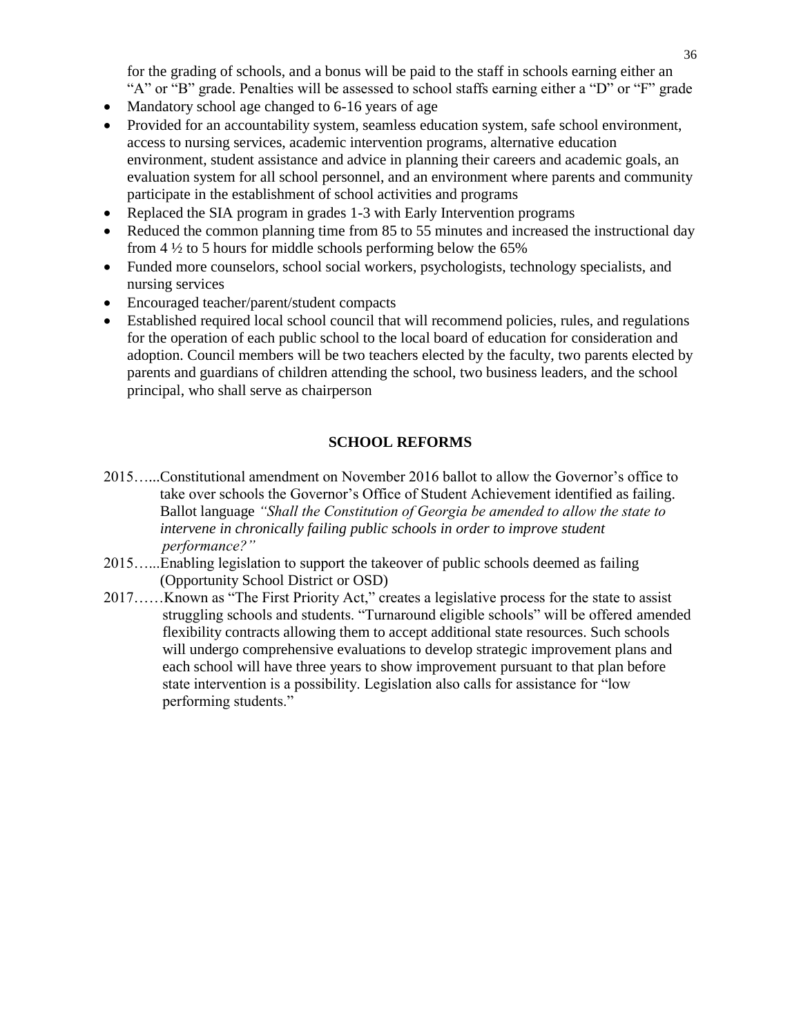for the grading of schools, and a bonus will be paid to the staff in schools earning either an "A" or "B" grade. Penalties will be assessed to school staffs earning either a "D" or "F" grade

- Mandatory school age changed to 6-16 years of age
- Provided for an accountability system, seamless education system, safe school environment, access to nursing services, academic intervention programs, alternative education environment, student assistance and advice in planning their careers and academic goals, an evaluation system for all school personnel, and an environment where parents and community participate in the establishment of school activities and programs
- Replaced the SIA program in grades 1-3 with Early Intervention programs
- Reduced the common planning time from 85 to 55 minutes and increased the instructional day from 4 ½ to 5 hours for middle schools performing below the 65%
- Funded more counselors, school social workers, psychologists, technology specialists, and nursing services
- Encouraged teacher/parent/student compacts
- Established required local school council that will recommend policies, rules, and regulations for the operation of each public school to the local board of education for consideration and adoption. Council members will be two teachers elected by the faculty, two parents elected by parents and guardians of children attending the school, two business leaders, and the school principal, who shall serve as chairperson

## SCHOOL REFORMS

2015…...Constitutional amendment on November 2016 ballot to allow the Governor's office to take over schools the Governor's Office of Student Achievement identified as failing. Ballot language *"Shall the Constitution of Georgia be amended to allow the state to intervene in chronically failing public schools in order to improve student performance?"*

2015…...Enabling legislation to support the takeover of public schools deemed as failing (Opportunity School District or OSD)

2017……Known as "The First Priority Act," creates a legislative process for the state to assist struggling schools and students. "Turnaround eligible schools" will be offered amended flexibility contracts allowing them to accept additional state resources. Such schools will undergo comprehensive evaluations to develop strategic improvement plans and each school will have three years to show improvement pursuant to that plan before state intervention is a possibility. Legislation also calls for assistance for "low performing students."